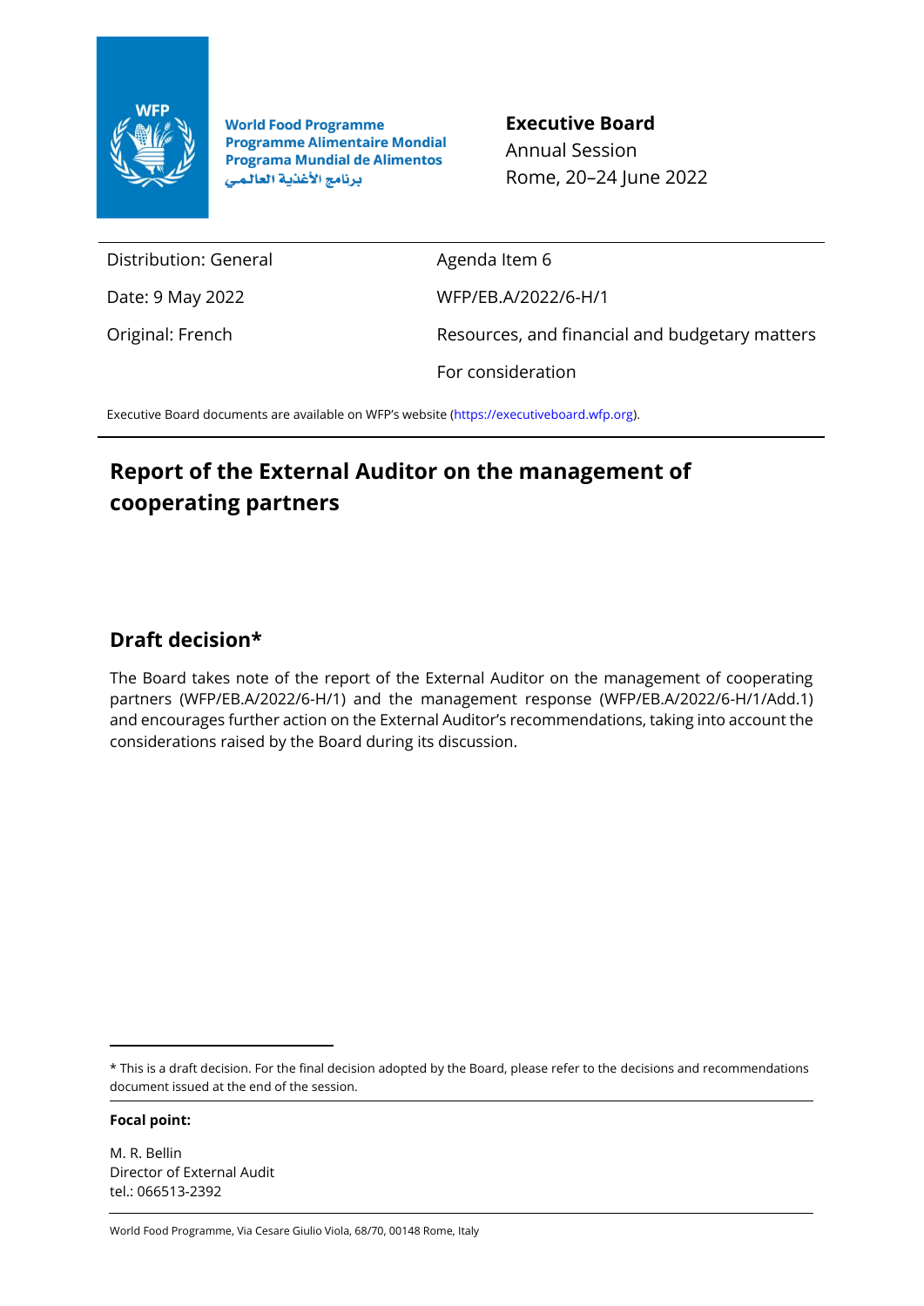World Food Programme
Programme Alimentaire Mondial
Programa Mundial de Alimentos
برنامج الأغذية العالمي

**Executive Board**
Annual Session
Rome, 20–24 June 2022

| | |
|---|---|
| Distribution: General | Agenda Item 6 |
| Date: 9 May 2022 | WFP/EB.A/2022/6-H/1 |
| Original: French | Resources, and financial and budgetary matters |
| | For consideration |

Executive Board documents are available on WFP's website (https://executiveboard.wfp.org).

# Report of the External Auditor on the management of cooperating partners

## Draft decision*

The Board takes note of the report of the External Auditor on the management of cooperating partners (WFP/EB.A/2022/6-H/1) and the management response (WFP/EB.A/2022/6-H/1/Add.1) and encourages further action on the External Auditor's recommendations, taking into account the considerations raised by the Board during its discussion.

---

* This is a draft decision. For the final decision adopted by the Board, please refer to the decisions and recommendations document issued at the end of the session.

**Focal point:**

M. R. Bellin
Director of External Audit
tel.: 066513-2392

World Food Programme, Via Cesare Giulio Viola, 68/70, 00148 Rome, Italy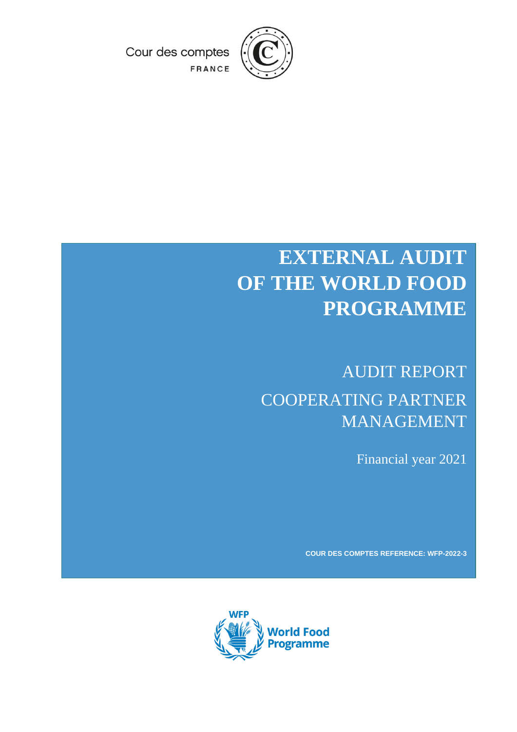Cour des comptes

FRANCE

# EXTERNAL AUDIT OF THE WORLD FOOD PROGRAMME

## AUDIT REPORT

## COOPERATING PARTNER MANAGEMENT

Financial year 2021

**COUR DES COMPTES REFERENCE: WFP-2022-3**

WFP World Food Programme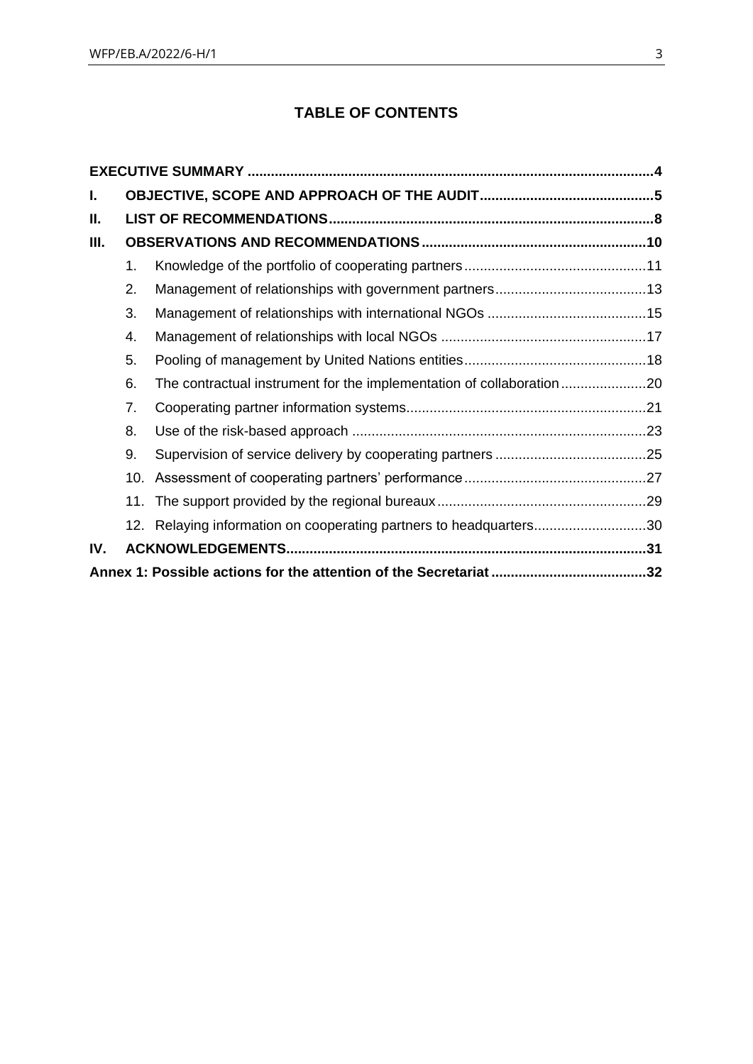# TABLE OF CONTENTS

**EXECUTIVE SUMMARY** ........................................................................................................**4**

**I. OBJECTIVE, SCOPE AND APPROACH OF THE AUDIT** ..........................................**5**

**II. LIST OF RECOMMENDATIONS** ..................................................................................**8**

**III. OBSERVATIONS AND RECOMMENDATIONS** ........................................................**10**

1. Knowledge of the portfolio of cooperating partners ...............................................11
2. Management of relationships with government partners.......................................13
3. Management of relationships with international NGOs .........................................15
4. Management of relationships with local NGOs .....................................................17
5. Pooling of management by United Nations entities...............................................18
6. The contractual instrument for the implementation of collaboration......................20
7. Cooperating partner information systems.............................................................21
8. Use of the risk-based approach ...........................................................................23
9. Supervision of service delivery by cooperating partners .......................................25
10. Assessment of cooperating partners' performance...............................................27
11. The support provided by the regional bureaux......................................................29
12. Relaying information on cooperating partners to headquarters.............................30

**IV. ACKNOWLEDGEMENTS** ............................................................................................**31**

**Annex 1: Possible actions for the attention of the Secretariat** ........................................**32**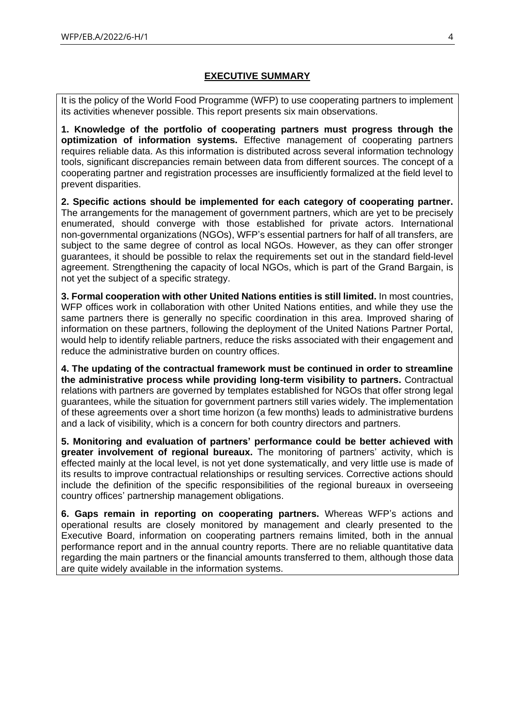## EXECUTIVE SUMMARY

It is the policy of the World Food Programme (WFP) to use cooperating partners to implement its activities whenever possible. This report presents six main observations.

**1. Knowledge of the portfolio of cooperating partners must progress through the optimization of information systems.** Effective management of cooperating partners requires reliable data. As this information is distributed across several information technology tools, significant discrepancies remain between data from different sources. The concept of a cooperating partner and registration processes are insufficiently formalized at the field level to prevent disparities.

**2. Specific actions should be implemented for each category of cooperating partner.** The arrangements for the management of government partners, which are yet to be precisely enumerated, should converge with those established for private actors. International non-governmental organizations (NGOs), WFP's essential partners for half of all transfers, are subject to the same degree of control as local NGOs. However, as they can offer stronger guarantees, it should be possible to relax the requirements set out in the standard field-level agreement. Strengthening the capacity of local NGOs, which is part of the Grand Bargain, is not yet the subject of a specific strategy.

**3. Formal cooperation with other United Nations entities is still limited.** In most countries, WFP offices work in collaboration with other United Nations entities, and while they use the same partners there is generally no specific coordination in this area. Improved sharing of information on these partners, following the deployment of the United Nations Partner Portal, would help to identify reliable partners, reduce the risks associated with their engagement and reduce the administrative burden on country offices.

**4. The updating of the contractual framework must be continued in order to streamline the administrative process while providing long-term visibility to partners.** Contractual relations with partners are governed by templates established for NGOs that offer strong legal guarantees, while the situation for government partners still varies widely. The implementation of these agreements over a short time horizon (a few months) leads to administrative burdens and a lack of visibility, which is a concern for both country directors and partners.

**5. Monitoring and evaluation of partners' performance could be better achieved with greater involvement of regional bureaux.** The monitoring of partners' activity, which is effected mainly at the local level, is not yet done systematically, and very little use is made of its results to improve contractual relationships or resulting services. Corrective actions should include the definition of the specific responsibilities of the regional bureaux in overseeing country offices' partnership management obligations.

**6. Gaps remain in reporting on cooperating partners.** Whereas WFP's actions and operational results are closely monitored by management and clearly presented to the Executive Board, information on cooperating partners remains limited, both in the annual performance report and in the annual country reports. There are no reliable quantitative data regarding the main partners or the financial amounts transferred to them, although those data are quite widely available in the information systems.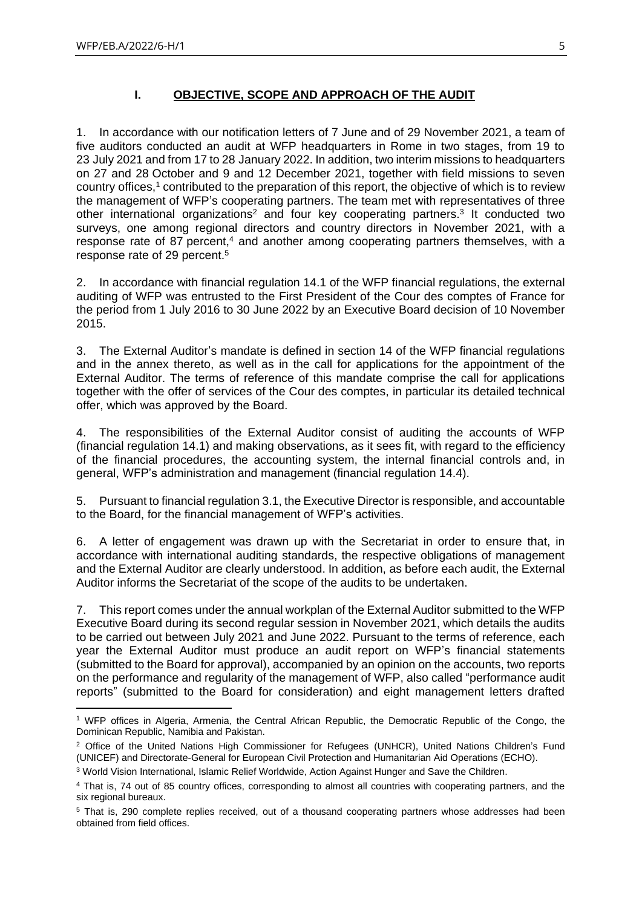## I. OBJECTIVE, SCOPE AND APPROACH OF THE AUDIT

1. In accordance with our notification letters of 7 June and of 29 November 2021, a team of five auditors conducted an audit at WFP headquarters in Rome in two stages, from 19 to 23 July 2021 and from 17 to 28 January 2022. In addition, two interim missions to headquarters on 27 and 28 October and 9 and 12 December 2021, together with field missions to seven country offices,[1] contributed to the preparation of this report, the objective of which is to review the management of WFP's cooperating partners. The team met with representatives of three other international organizations[2] and four key cooperating partners.[3] It conducted two surveys, one among regional directors and country directors in November 2021, with a response rate of 87 percent,[4] and another among cooperating partners themselves, with a response rate of 29 percent.[5]

2. In accordance with financial regulation 14.1 of the WFP financial regulations, the external auditing of WFP was entrusted to the First President of the Cour des comptes of France for the period from 1 July 2016 to 30 June 2022 by an Executive Board decision of 10 November 2015.

3. The External Auditor's mandate is defined in section 14 of the WFP financial regulations and in the annex thereto, as well as in the call for applications for the appointment of the External Auditor. The terms of reference of this mandate comprise the call for applications together with the offer of services of the Cour des comptes, in particular its detailed technical offer, which was approved by the Board.

4. The responsibilities of the External Auditor consist of auditing the accounts of WFP (financial regulation 14.1) and making observations, as it sees fit, with regard to the efficiency of the financial procedures, the accounting system, the internal financial controls and, in general, WFP's administration and management (financial regulation 14.4).

5. Pursuant to financial regulation 3.1, the Executive Director is responsible, and accountable to the Board, for the financial management of WFP's activities.

6. A letter of engagement was drawn up with the Secretariat in order to ensure that, in accordance with international auditing standards, the respective obligations of management and the External Auditor are clearly understood. In addition, as before each audit, the External Auditor informs the Secretariat of the scope of the audits to be undertaken.

7. This report comes under the annual workplan of the External Auditor submitted to the WFP Executive Board during its second regular session in November 2021, which details the audits to be carried out between July 2021 and June 2022. Pursuant to the terms of reference, each year the External Auditor must produce an audit report on WFP's financial statements (submitted to the Board for approval), accompanied by an opinion on the accounts, two reports on the performance and regularity of the management of WFP, also called "performance audit reports" (submitted to the Board for consideration) and eight management letters drafted

---

[1] WFP offices in Algeria, Armenia, the Central African Republic, the Democratic Republic of the Congo, the Dominican Republic, Namibia and Pakistan.

[2] Office of the United Nations High Commissioner for Refugees (UNHCR), United Nations Children's Fund (UNICEF) and Directorate-General for European Civil Protection and Humanitarian Aid Operations (ECHO).

[3] World Vision International, Islamic Relief Worldwide, Action Against Hunger and Save the Children.

[4] That is, 74 out of 85 country offices, corresponding to almost all countries with cooperating partners, and the six regional bureaux.

[5] That is, 290 complete replies received, out of a thousand cooperating partners whose addresses had been obtained from field offices.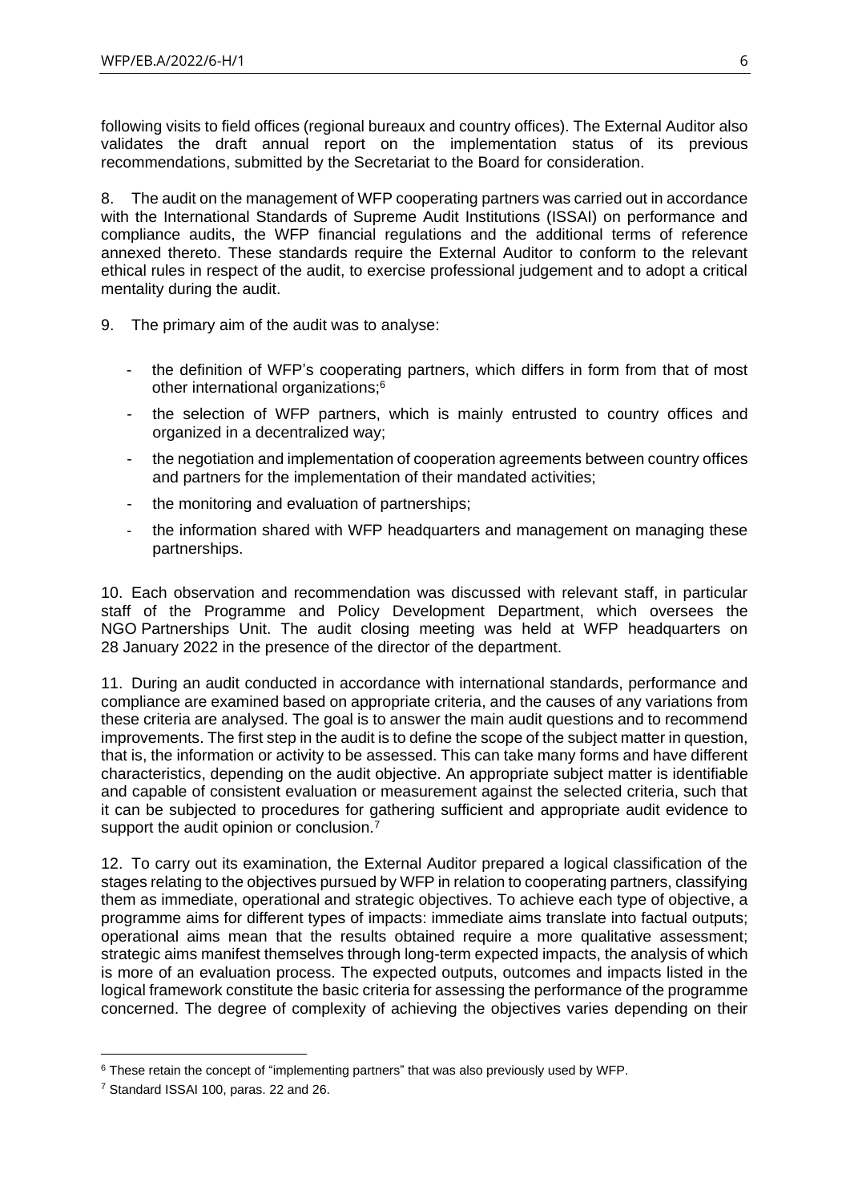following visits to field offices (regional bureaux and country offices). The External Auditor also validates the draft annual report on the implementation status of its previous recommendations, submitted by the Secretariat to the Board for consideration.

8. The audit on the management of WFP cooperating partners was carried out in accordance with the International Standards of Supreme Audit Institutions (ISSAI) on performance and compliance audits, the WFP financial regulations and the additional terms of reference annexed thereto. These standards require the External Auditor to conform to the relevant ethical rules in respect of the audit, to exercise professional judgement and to adopt a critical mentality during the audit.

9. The primary aim of the audit was to analyse:

- the definition of WFP's cooperating partners, which differs in form from that of most other international organizations;[6]
- the selection of WFP partners, which is mainly entrusted to country offices and organized in a decentralized way;
- the negotiation and implementation of cooperation agreements between country offices and partners for the implementation of their mandated activities;
- the monitoring and evaluation of partnerships;
- the information shared with WFP headquarters and management on managing these partnerships.

10. Each observation and recommendation was discussed with relevant staff, in particular staff of the Programme and Policy Development Department, which oversees the NGO Partnerships Unit. The audit closing meeting was held at WFP headquarters on 28 January 2022 in the presence of the director of the department.

11. During an audit conducted in accordance with international standards, performance and compliance are examined based on appropriate criteria, and the causes of any variations from these criteria are analysed. The goal is to answer the main audit questions and to recommend improvements. The first step in the audit is to define the scope of the subject matter in question, that is, the information or activity to be assessed. This can take many forms and have different characteristics, depending on the audit objective. An appropriate subject matter is identifiable and capable of consistent evaluation or measurement against the selected criteria, such that it can be subjected to procedures for gathering sufficient and appropriate audit evidence to support the audit opinion or conclusion.[7]

12. To carry out its examination, the External Auditor prepared a logical classification of the stages relating to the objectives pursued by WFP in relation to cooperating partners, classifying them as immediate, operational and strategic objectives. To achieve each type of objective, a programme aims for different types of impacts: immediate aims translate into factual outputs; operational aims mean that the results obtained require a more qualitative assessment; strategic aims manifest themselves through long-term expected impacts, the analysis of which is more of an evaluation process. The expected outputs, outcomes and impacts listed in the logical framework constitute the basic criteria for assessing the performance of the programme concerned. The degree of complexity of achieving the objectives varies depending on their

---

[6] These retain the concept of "implementing partners" that was also previously used by WFP.

[7] Standard ISSAI 100, paras. 22 and 26.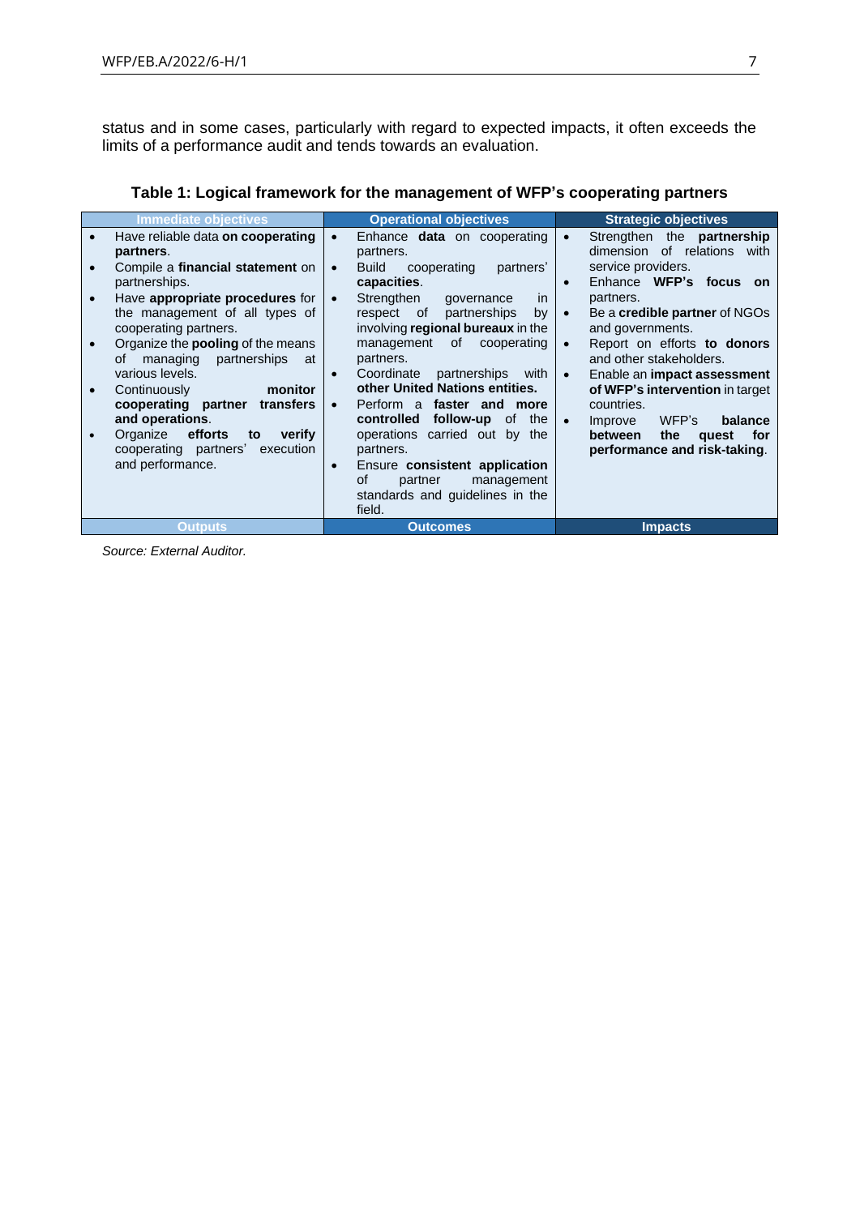status and in some cases, particularly with regard to expected impacts, it often exceeds the limits of a performance audit and tends towards an evaluation.

**Table 1: Logical framework for the management of WFP's cooperating partners**

| Immediate objectives | Operational objectives | Strategic objectives |
|---|---|---|
| • Have reliable data **on cooperating partners**.<br>• Compile a **financial statement** on partnerships.<br>• Have **appropriate procedures** for the management of all types of cooperating partners.<br>• Organize the **pooling** of the means of managing partnerships at various levels.<br>• Continuously **monitor cooperating partner transfers and operations**.<br>• Organize **efforts to verify** cooperating partners' execution and performance. | • Enhance **data** on cooperating partners.<br>• Build cooperating partners' **capacities**.<br>• Strengthen governance in respect of partnerships by involving **regional bureaux** in the management of cooperating partners.<br>• Coordinate partnerships with **other United Nations entities.**<br>• Perform a **faster and more controlled follow-up** of the operations carried out by the partners.<br>• Ensure **consistent application** of partner management standards and guidelines in the field. | • Strengthen the **partnership** dimension of relations with service providers.<br>• Enhance **WFP's focus on** partners.<br>• Be a **credible partner** of NGOs and governments.<br>• Report on efforts **to donors** and other stakeholders.<br>• Enable an **impact assessment of WFP's intervention** in target countries.<br>• Improve WFP's **balance between the quest for performance and risk-taking**. |
| **Outputs** | **Outcomes** | **Impacts** |

*Source: External Auditor.*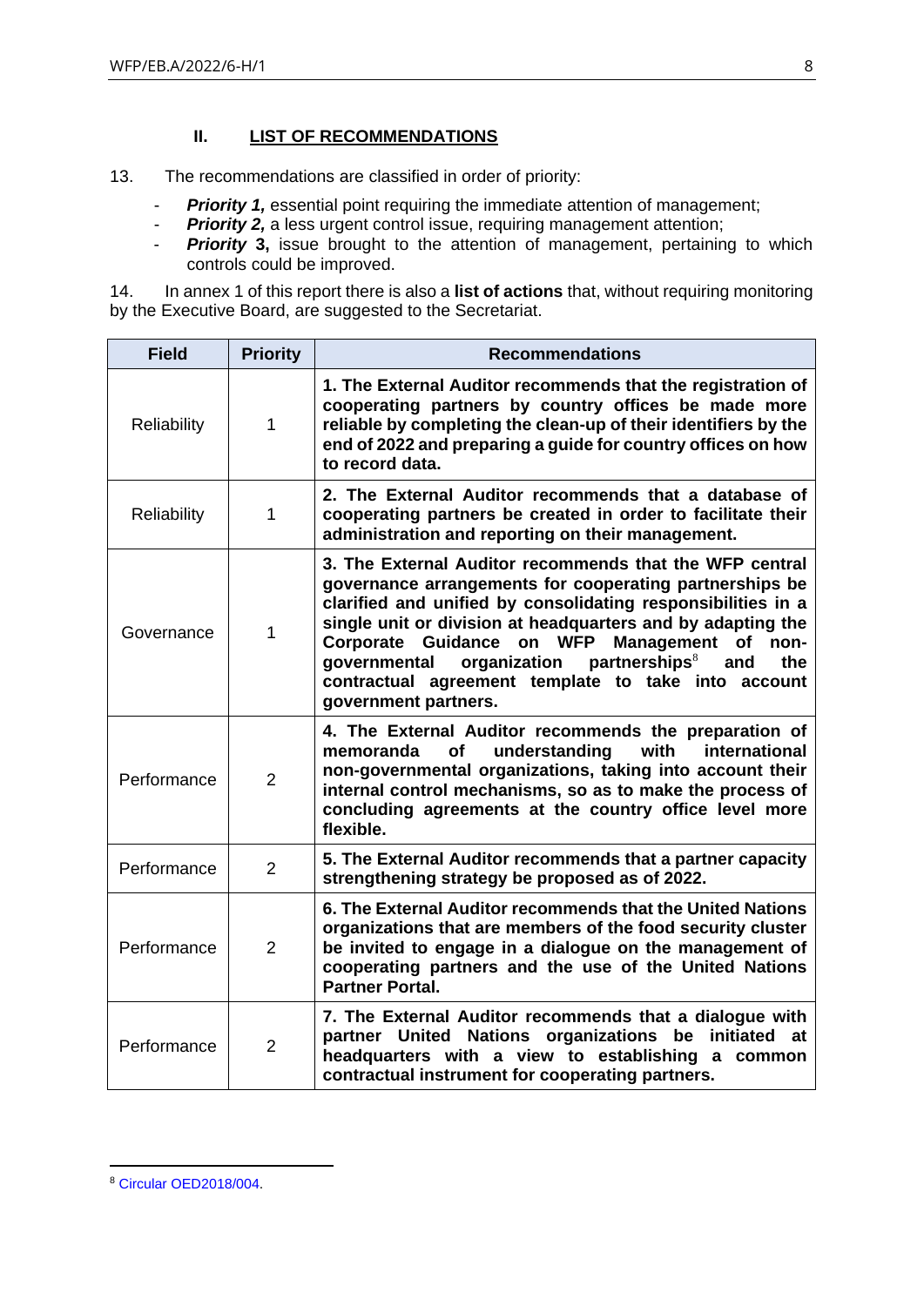## II. LIST OF RECOMMENDATIONS

13. The recommendations are classified in order of priority:

- ***Priority 1,*** essential point requiring the immediate attention of management;
- ***Priority 2,*** a less urgent control issue, requiring management attention;
- ***Priority* 3,** issue brought to the attention of management, pertaining to which controls could be improved.

14. In annex 1 of this report there is also a **list of actions** that, without requiring monitoring by the Executive Board, are suggested to the Secretariat.

| Field | Priority | Recommendations |
|---|---|---|
| Reliability | 1 | **1. The External Auditor recommends that the registration of cooperating partners by country offices be made more reliable by completing the clean-up of their identifiers by the end of 2022 and preparing a guide for country offices on how to record data.** |
| Reliability | 1 | **2. The External Auditor recommends that a database of cooperating partners be created in order to facilitate their administration and reporting on their management.** |
| Governance | 1 | **3. The External Auditor recommends that the WFP central governance arrangements for cooperating partnerships be clarified and unified by consolidating responsibilities in a single unit or division at headquarters and by adapting the Corporate Guidance on WFP Management of non-governmental organization partnerships[8] and the contractual agreement template to take into account government partners.** |
| Performance | 2 | **4. The External Auditor recommends the preparation of memoranda of understanding with international non-governmental organizations, taking into account their internal control mechanisms, so as to make the process of concluding agreements at the country office level more flexible.** |
| Performance | 2 | **5. The External Auditor recommends that a partner capacity strengthening strategy be proposed as of 2022.** |
| Performance | 2 | **6. The External Auditor recommends that the United Nations organizations that are members of the food security cluster be invited to engage in a dialogue on the management of cooperating partners and the use of the United Nations Partner Portal.** |
| Performance | 2 | **7. The External Auditor recommends that a dialogue with partner United Nations organizations be initiated at headquarters with a view to establishing a common contractual instrument for cooperating partners.** |

[8] Circular OED2018/004.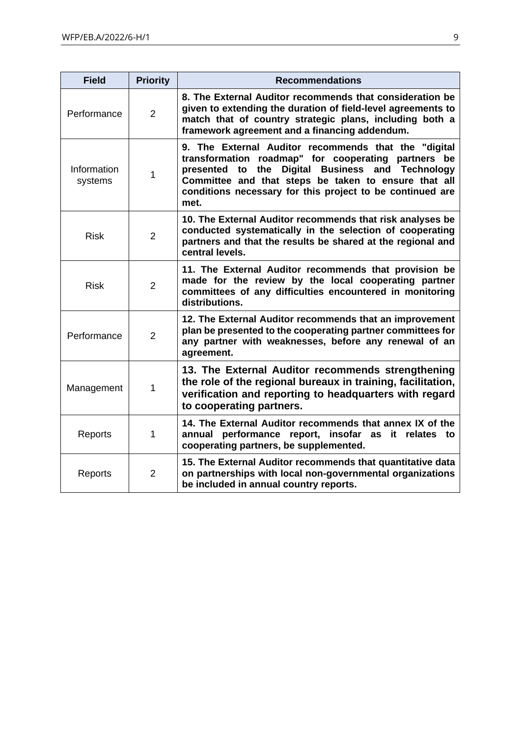| Field | Priority | Recommendations |
|---|---|---|
| Performance | 2 | **8. The External Auditor recommends that consideration be given to extending the duration of field-level agreements to match that of country strategic plans, including both a framework agreement and a financing addendum.** |
| Information systems | 1 | **9. The External Auditor recommends that the "digital transformation roadmap" for cooperating partners be presented to the Digital Business and Technology Committee and that steps be taken to ensure that all conditions necessary for this project to be continued are met.** |
| Risk | 2 | **10. The External Auditor recommends that risk analyses be conducted systematically in the selection of cooperating partners and that the results be shared at the regional and central levels.** |
| Risk | 2 | **11. The External Auditor recommends that provision be made for the review by the local cooperating partner committees of any difficulties encountered in monitoring distributions.** |
| Performance | 2 | **12. The External Auditor recommends that an improvement plan be presented to the cooperating partner committees for any partner with weaknesses, before any renewal of an agreement.** |
| Management | 1 | **13. The External Auditor recommends strengthening the role of the regional bureaux in training, facilitation, verification and reporting to headquarters with regard to cooperating partners.** |
| Reports | 1 | **14. The External Auditor recommends that annex IX of the annual performance report, insofar as it relates to cooperating partners, be supplemented.** |
| Reports | 2 | **15. The External Auditor recommends that quantitative data on partnerships with local non-governmental organizations be included in annual country reports.** |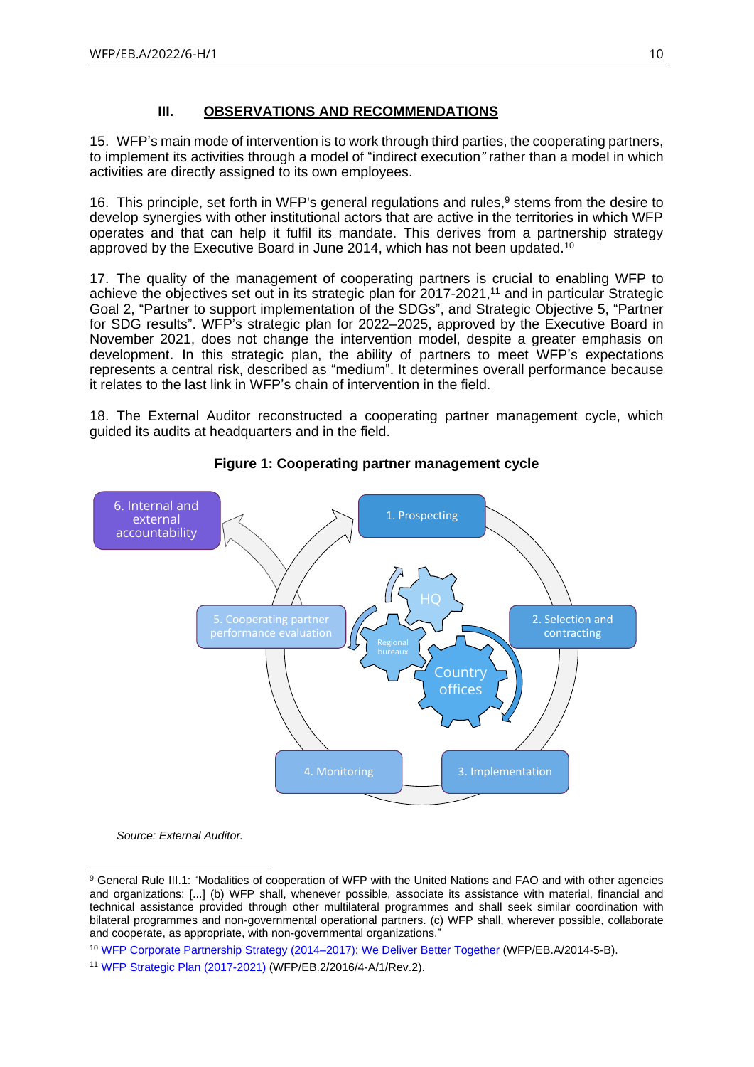## III. OBSERVATIONS AND RECOMMENDATIONS

15. WFP's main mode of intervention is to work through third parties, the cooperating partners, to implement its activities through a model of "indirect execution" rather than a model in which activities are directly assigned to its own employees.

16. This principle, set forth in WFP's general regulations and rules,[9] stems from the desire to develop synergies with other institutional actors that are active in the territories in which WFP operates and that can help it fulfil its mandate. This derives from a partnership strategy approved by the Executive Board in June 2014, which has not been updated.[10]

17. The quality of the management of cooperating partners is crucial to enabling WFP to achieve the objectives set out in its strategic plan for 2017-2021,[11] and in particular Strategic Goal 2, "Partner to support implementation of the SDGs", and Strategic Objective 5, "Partner for SDG results". WFP's strategic plan for 2022–2025, approved by the Executive Board in November 2021, does not change the intervention model, despite a greater emphasis on development. In this strategic plan, the ability of partners to meet WFP's expectations represents a central risk, described as "medium". It determines overall performance because it relates to the last link in WFP's chain of intervention in the field.

18. The External Auditor reconstructed a cooperating partner management cycle, which guided its audits at headquarters and in the field.

**Figure 1: Cooperating partner management cycle**

6. Internal and external accountability

1. Prospecting

2. Selection and contracting

3. Implementation

4. Monitoring

5. Cooperating partner performance evaluation

HQ

Regional bureaux

Country offices

*Source: External Auditor.*

---

[9] General Rule III.1: "Modalities of cooperation of WFP with the United Nations and FAO and with other agencies and organizations: [...] (b) WFP shall, whenever possible, associate its assistance with material, financial and technical assistance provided through other multilateral programmes and shall seek similar coordination with bilateral programmes and non-governmental operational partners. (c) WFP shall, wherever possible, collaborate and cooperate, as appropriate, with non-governmental organizations."

[10] WFP Corporate Partnership Strategy (2014–2017): We Deliver Better Together (WFP/EB.A/2014-5-B).

[11] WFP Strategic Plan (2017-2021) (WFP/EB.2/2016/4-A/1/Rev.2).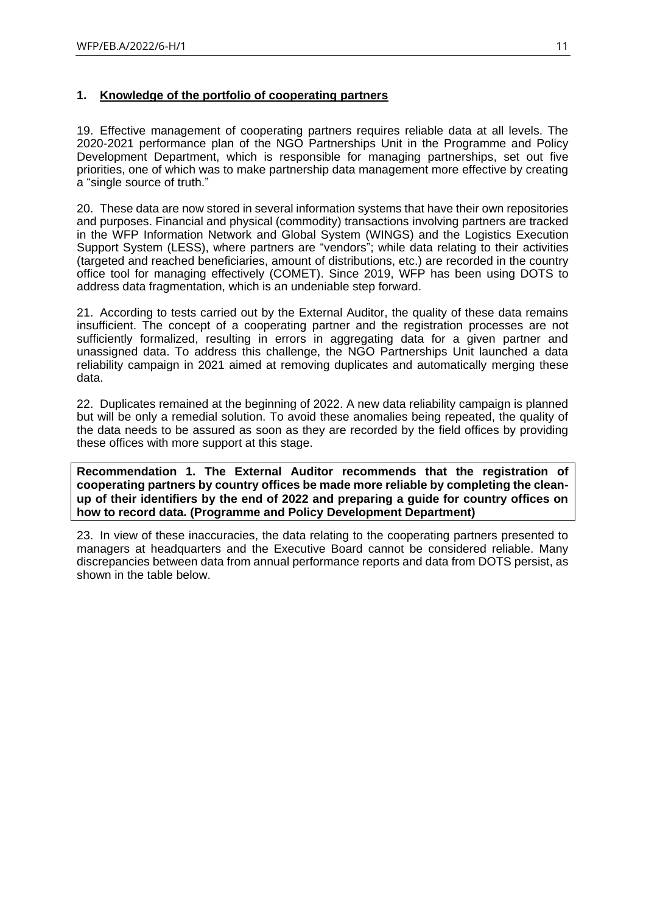## 1. Knowledge of the portfolio of cooperating partners

19. Effective management of cooperating partners requires reliable data at all levels. The 2020-2021 performance plan of the NGO Partnerships Unit in the Programme and Policy Development Department, which is responsible for managing partnerships, set out five priorities, one of which was to make partnership data management more effective by creating a "single source of truth."

20. These data are now stored in several information systems that have their own repositories and purposes. Financial and physical (commodity) transactions involving partners are tracked in the WFP Information Network and Global System (WINGS) and the Logistics Execution Support System (LESS), where partners are "vendors"; while data relating to their activities (targeted and reached beneficiaries, amount of distributions, etc.) are recorded in the country office tool for managing effectively (COMET). Since 2019, WFP has been using DOTS to address data fragmentation, which is an undeniable step forward.

21. According to tests carried out by the External Auditor, the quality of these data remains insufficient. The concept of a cooperating partner and the registration processes are not sufficiently formalized, resulting in errors in aggregating data for a given partner and unassigned data. To address this challenge, the NGO Partnerships Unit launched a data reliability campaign in 2021 aimed at removing duplicates and automatically merging these data.

22. Duplicates remained at the beginning of 2022. A new data reliability campaign is planned but will be only a remedial solution. To avoid these anomalies being repeated, the quality of the data needs to be assured as soon as they are recorded by the field offices by providing these offices with more support at this stage.

**Recommendation 1. The External Auditor recommends that the registration of cooperating partners by country offices be made more reliable by completing the clean-up of their identifiers by the end of 2022 and preparing a guide for country offices on how to record data. (Programme and Policy Development Department)**

23. In view of these inaccuracies, the data relating to the cooperating partners presented to managers at headquarters and the Executive Board cannot be considered reliable. Many discrepancies between data from annual performance reports and data from DOTS persist, as shown in the table below.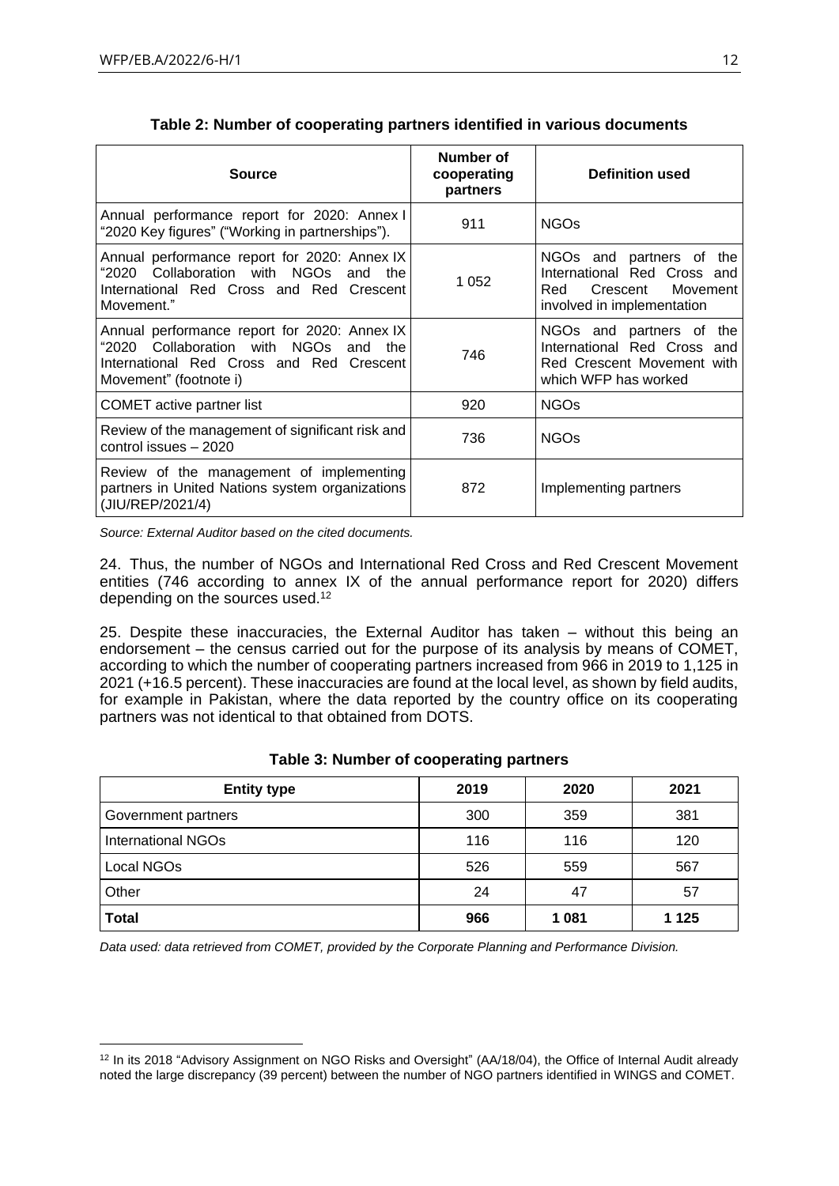**Table 2: Number of cooperating partners identified in various documents**

| Source | Number of cooperating partners | Definition used |
| --- | --- | --- |
| Annual performance report for 2020: Annex I "2020 Key figures" ("Working in partnerships"). | 911 | NGOs |
| Annual performance report for 2020: Annex IX "2020 Collaboration with NGOs and the International Red Cross and Red Crescent Movement." | 1 052 | NGOs and partners of the International Red Cross and Red Crescent Movement involved in implementation |
| Annual performance report for 2020: Annex IX "2020 Collaboration with NGOs and the International Red Cross and Red Crescent Movement" (footnote i) | 746 | NGOs and partners of the International Red Cross and Red Crescent Movement with which WFP has worked |
| COMET active partner list | 920 | NGOs |
| Review of the management of significant risk and control issues – 2020 | 736 | NGOs |
| Review of the management of implementing partners in United Nations system organizations (JIU/REP/2021/4) | 872 | Implementing partners |

*Source: External Auditor based on the cited documents.*

24. Thus, the number of NGOs and International Red Cross and Red Crescent Movement entities (746 according to annex IX of the annual performance report for 2020) differs depending on the sources used.[12]

25. Despite these inaccuracies, the External Auditor has taken – without this being an endorsement – the census carried out for the purpose of its analysis by means of COMET, according to which the number of cooperating partners increased from 966 in 2019 to 1,125 in 2021 (+16.5 percent). These inaccuracies are found at the local level, as shown by field audits, for example in Pakistan, where the data reported by the country office on its cooperating partners was not identical to that obtained from DOTS.

**Table 3: Number of cooperating partners**

| Entity type | 2019 | 2020 | 2021 |
| --- | --- | --- | --- |
| Government partners | 300 | 359 | 381 |
| International NGOs | 116 | 116 | 120 |
| Local NGOs | 526 | 559 | 567 |
| Other | 24 | 47 | 57 |
| **Total** | **966** | **1 081** | **1 125** |

*Data used: data retrieved from COMET, provided by the Corporate Planning and Performance Division.*

[12] In its 2018 "Advisory Assignment on NGO Risks and Oversight" (AA/18/04), the Office of Internal Audit already noted the large discrepancy (39 percent) between the number of NGO partners identified in WINGS and COMET.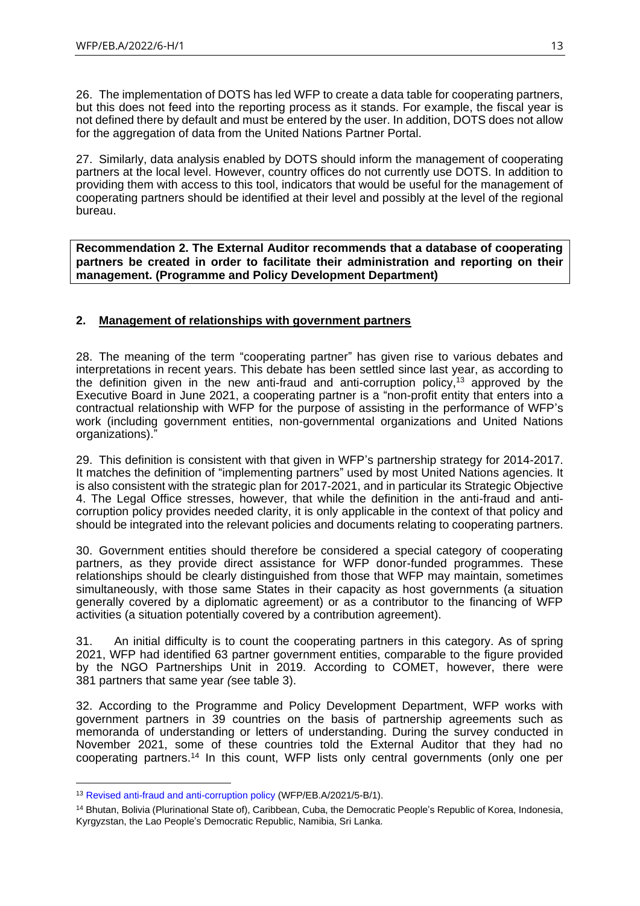26. The implementation of DOTS has led WFP to create a data table for cooperating partners, but this does not feed into the reporting process as it stands. For example, the fiscal year is not defined there by default and must be entered by the user. In addition, DOTS does not allow for the aggregation of data from the United Nations Partner Portal.

27. Similarly, data analysis enabled by DOTS should inform the management of cooperating partners at the local level. However, country offices do not currently use DOTS. In addition to providing them with access to this tool, indicators that would be useful for the management of cooperating partners should be identified at their level and possibly at the level of the regional bureau.

**Recommendation 2. The External Auditor recommends that a database of cooperating partners be created in order to facilitate their administration and reporting on their management. (Programme and Policy Development Department)**

## 2. Management of relationships with government partners

28. The meaning of the term "cooperating partner" has given rise to various debates and interpretations in recent years. This debate has been settled since last year, as according to the definition given in the new anti-fraud and anti-corruption policy,[13] approved by the Executive Board in June 2021, a cooperating partner is a "non-profit entity that enters into a contractual relationship with WFP for the purpose of assisting in the performance of WFP's work (including government entities, non-governmental organizations and United Nations organizations)."

29. This definition is consistent with that given in WFP's partnership strategy for 2014-2017. It matches the definition of "implementing partners" used by most United Nations agencies. It is also consistent with the strategic plan for 2017-2021, and in particular its Strategic Objective 4. The Legal Office stresses, however, that while the definition in the anti-fraud and anti-corruption policy provides needed clarity, it is only applicable in the context of that policy and should be integrated into the relevant policies and documents relating to cooperating partners.

30. Government entities should therefore be considered a special category of cooperating partners, as they provide direct assistance for WFP donor-funded programmes. These relationships should be clearly distinguished from those that WFP may maintain, sometimes simultaneously, with those same States in their capacity as host governments (a situation generally covered by a diplomatic agreement) or as a contributor to the financing of WFP activities (a situation potentially covered by a contribution agreement).

31. An initial difficulty is to count the cooperating partners in this category. As of spring 2021, WFP had identified 63 partner government entities, comparable to the figure provided by the NGO Partnerships Unit in 2019. According to COMET, however, there were 381 partners that same year *(*see table 3).

32. According to the Programme and Policy Development Department, WFP works with government partners in 39 countries on the basis of partnership agreements such as memoranda of understanding or letters of understanding. During the survey conducted in November 2021, some of these countries told the External Auditor that they had no cooperating partners.[14] In this count, WFP lists only central governments (only one per

---

[13] Revised anti-fraud and anti-corruption policy (WFP/EB.A/2021/5-B/1).

[14] Bhutan, Bolivia (Plurinational State of), Caribbean, Cuba, the Democratic People's Republic of Korea, Indonesia, Kyrgyzstan, the Lao People's Democratic Republic, Namibia, Sri Lanka.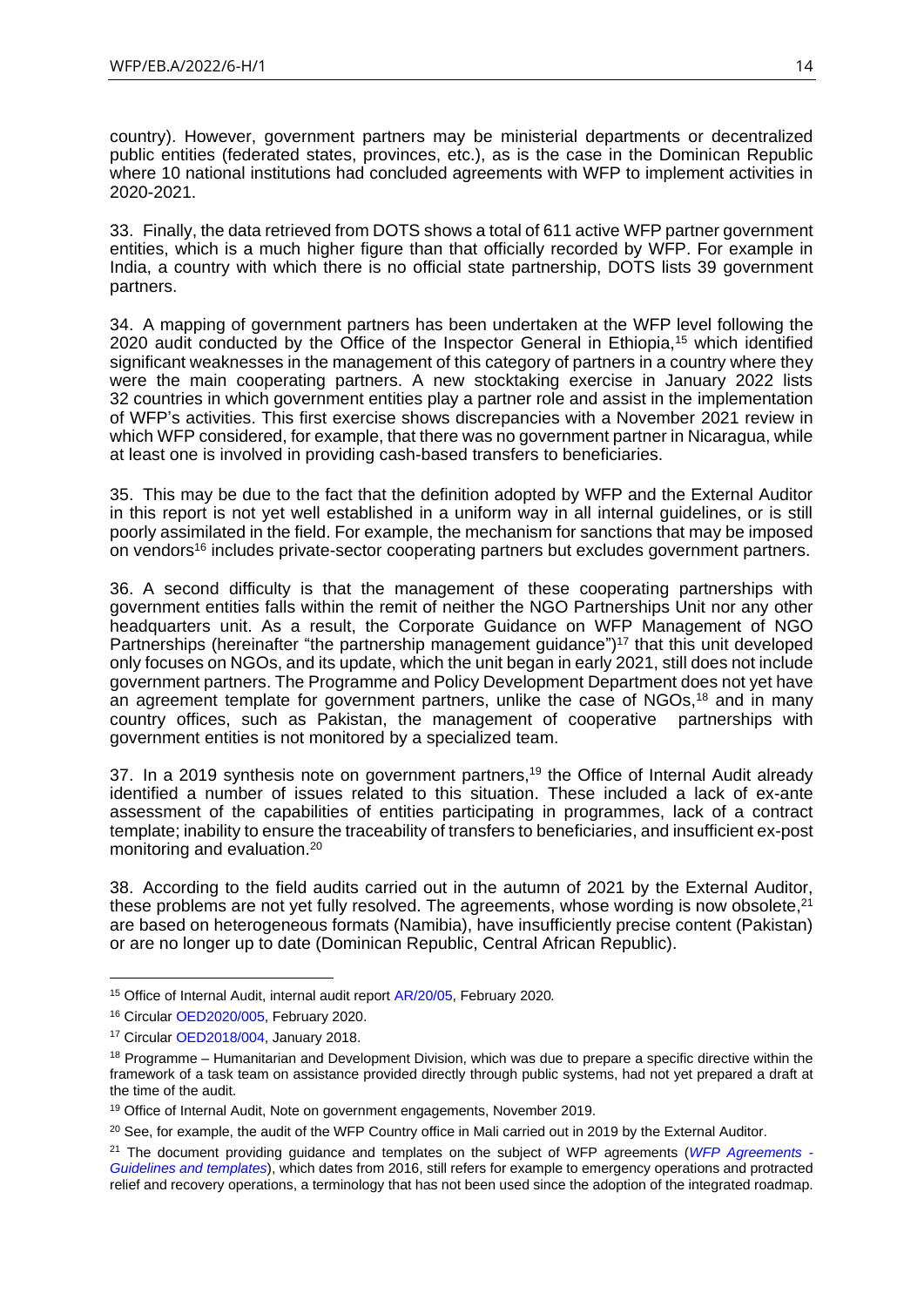country). However, government partners may be ministerial departments or decentralized public entities (federated states, provinces, etc.), as is the case in the Dominican Republic where 10 national institutions had concluded agreements with WFP to implement activities in 2020-2021.

33. Finally, the data retrieved from DOTS shows a total of 611 active WFP partner government entities, which is a much higher figure than that officially recorded by WFP. For example in India, a country with which there is no official state partnership, DOTS lists 39 government partners.

34. A mapping of government partners has been undertaken at the WFP level following the 2020 audit conducted by the Office of the Inspector General in Ethiopia,[15] which identified significant weaknesses in the management of this category of partners in a country where they were the main cooperating partners. A new stocktaking exercise in January 2022 lists 32 countries in which government entities play a partner role and assist in the implementation of WFP's activities. This first exercise shows discrepancies with a November 2021 review in which WFP considered, for example, that there was no government partner in Nicaragua, while at least one is involved in providing cash-based transfers to beneficiaries.

35. This may be due to the fact that the definition adopted by WFP and the External Auditor in this report is not yet well established in a uniform way in all internal guidelines, or is still poorly assimilated in the field. For example, the mechanism for sanctions that may be imposed on vendors[16] includes private-sector cooperating partners but excludes government partners.

36. A second difficulty is that the management of these cooperating partnerships with government entities falls within the remit of neither the NGO Partnerships Unit nor any other headquarters unit. As a result, the Corporate Guidance on WFP Management of NGO Partnerships (hereinafter "the partnership management guidance")[17] that this unit developed only focuses on NGOs, and its update, which the unit began in early 2021, still does not include government partners. The Programme and Policy Development Department does not yet have an agreement template for government partners, unlike the case of NGOs,[18] and in many country offices, such as Pakistan, the management of cooperative partnerships with government entities is not monitored by a specialized team.

37. In a 2019 synthesis note on government partners,[19] the Office of Internal Audit already identified a number of issues related to this situation. These included a lack of ex-ante assessment of the capabilities of entities participating in programmes, lack of a contract template; inability to ensure the traceability of transfers to beneficiaries, and insufficient ex-post monitoring and evaluation.[20]

38. According to the field audits carried out in the autumn of 2021 by the External Auditor, these problems are not yet fully resolved. The agreements, whose wording is now obsolete,[21] are based on heterogeneous formats (Namibia), have insufficiently precise content (Pakistan) or are no longer up to date (Dominican Republic, Central African Republic).

---

[15] Office of Internal Audit, internal audit report AR/20/05, February 2020.

[16] Circular OED2020/005, February 2020.

[17] Circular OED2018/004, January 2018.

[18] Programme – Humanitarian and Development Division, which was due to prepare a specific directive within the framework of a task team on assistance provided directly through public systems, had not yet prepared a draft at the time of the audit.

[19] Office of Internal Audit, Note on government engagements, November 2019.

[20] See, for example, the audit of the WFP Country office in Mali carried out in 2019 by the External Auditor.

[21] The document providing guidance and templates on the subject of WFP agreements (*WFP Agreements - Guidelines and templates*), which dates from 2016, still refers for example to emergency operations and protracted relief and recovery operations, a terminology that has not been used since the adoption of the integrated roadmap.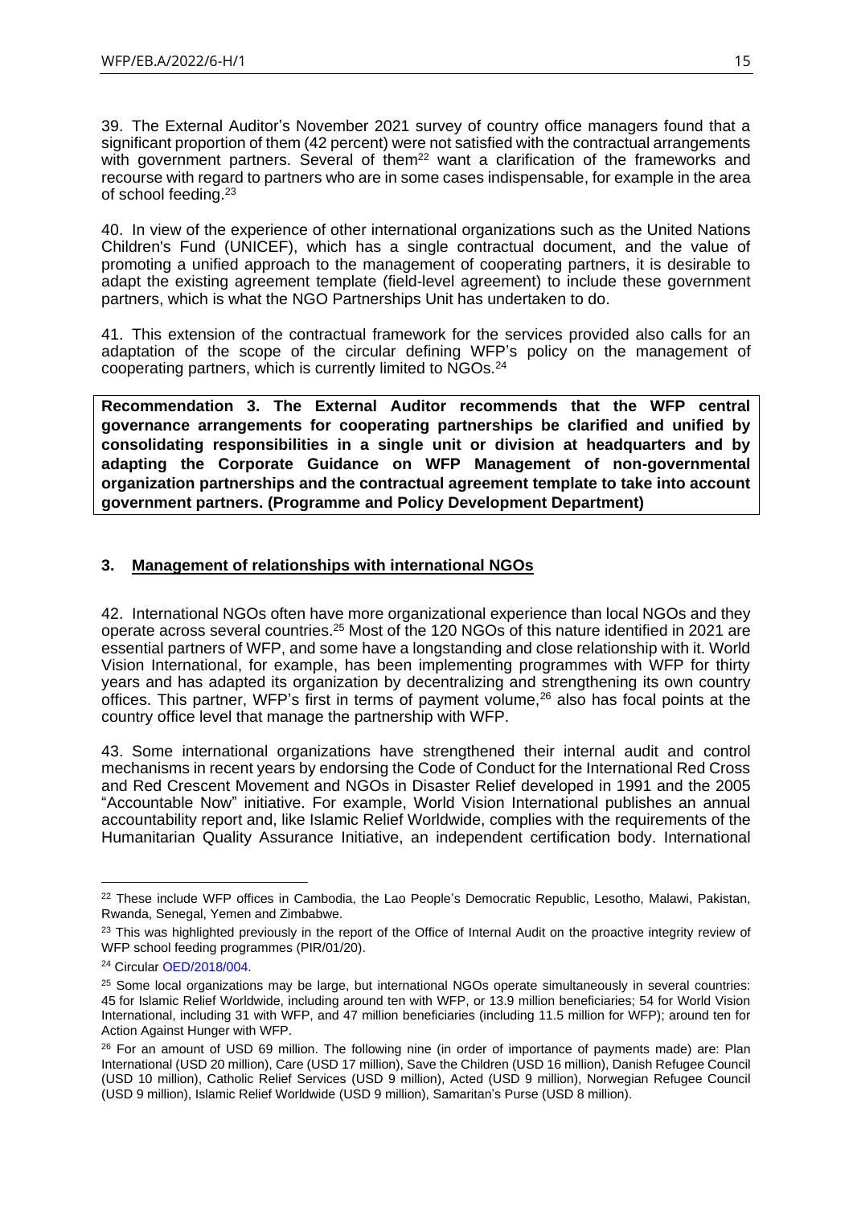39. The External Auditor's November 2021 survey of country office managers found that a significant proportion of them (42 percent) were not satisfied with the contractual arrangements with government partners. Several of them[22] want a clarification of the frameworks and recourse with regard to partners who are in some cases indispensable, for example in the area of school feeding.[23]

40. In view of the experience of other international organizations such as the United Nations Children's Fund (UNICEF), which has a single contractual document, and the value of promoting a unified approach to the management of cooperating partners, it is desirable to adapt the existing agreement template (field-level agreement) to include these government partners, which is what the NGO Partnerships Unit has undertaken to do.

41. This extension of the contractual framework for the services provided also calls for an adaptation of the scope of the circular defining WFP's policy on the management of cooperating partners, which is currently limited to NGOs.[24]

**Recommendation 3. The External Auditor recommends that the WFP central governance arrangements for cooperating partnerships be clarified and unified by consolidating responsibilities in a single unit or division at headquarters and by adapting the Corporate Guidance on WFP Management of non-governmental organization partnerships and the contractual agreement template to take into account government partners. (Programme and Policy Development Department)**

### 3. Management of relationships with international NGOs

42. International NGOs often have more organizational experience than local NGOs and they operate across several countries.[25] Most of the 120 NGOs of this nature identified in 2021 are essential partners of WFP, and some have a longstanding and close relationship with it. World Vision International, for example, has been implementing programmes with WFP for thirty years and has adapted its organization by decentralizing and strengthening its own country offices. This partner, WFP's first in terms of payment volume,[26] also has focal points at the country office level that manage the partnership with WFP.

43. Some international organizations have strengthened their internal audit and control mechanisms in recent years by endorsing the Code of Conduct for the International Red Cross and Red Crescent Movement and NGOs in Disaster Relief developed in 1991 and the 2005 "Accountable Now" initiative. For example, World Vision International publishes an annual accountability report and, like Islamic Relief Worldwide, complies with the requirements of the Humanitarian Quality Assurance Initiative, an independent certification body. International

---

[22] These include WFP offices in Cambodia, the Lao People's Democratic Republic, Lesotho, Malawi, Pakistan, Rwanda, Senegal, Yemen and Zimbabwe.

[23] This was highlighted previously in the report of the Office of Internal Audit on the proactive integrity review of WFP school feeding programmes (PIR/01/20).

[24] Circular OED/2018/004.

[25] Some local organizations may be large, but international NGOs operate simultaneously in several countries: 45 for Islamic Relief Worldwide, including around ten with WFP, or 13.9 million beneficiaries; 54 for World Vision International, including 31 with WFP, and 47 million beneficiaries (including 11.5 million for WFP); around ten for Action Against Hunger with WFP.

[26] For an amount of USD 69 million. The following nine (in order of importance of payments made) are: Plan International (USD 20 million), Care (USD 17 million), Save the Children (USD 16 million), Danish Refugee Council (USD 10 million), Catholic Relief Services (USD 9 million), Acted (USD 9 million), Norwegian Refugee Council (USD 9 million), Islamic Relief Worldwide (USD 9 million), Samaritan's Purse (USD 8 million).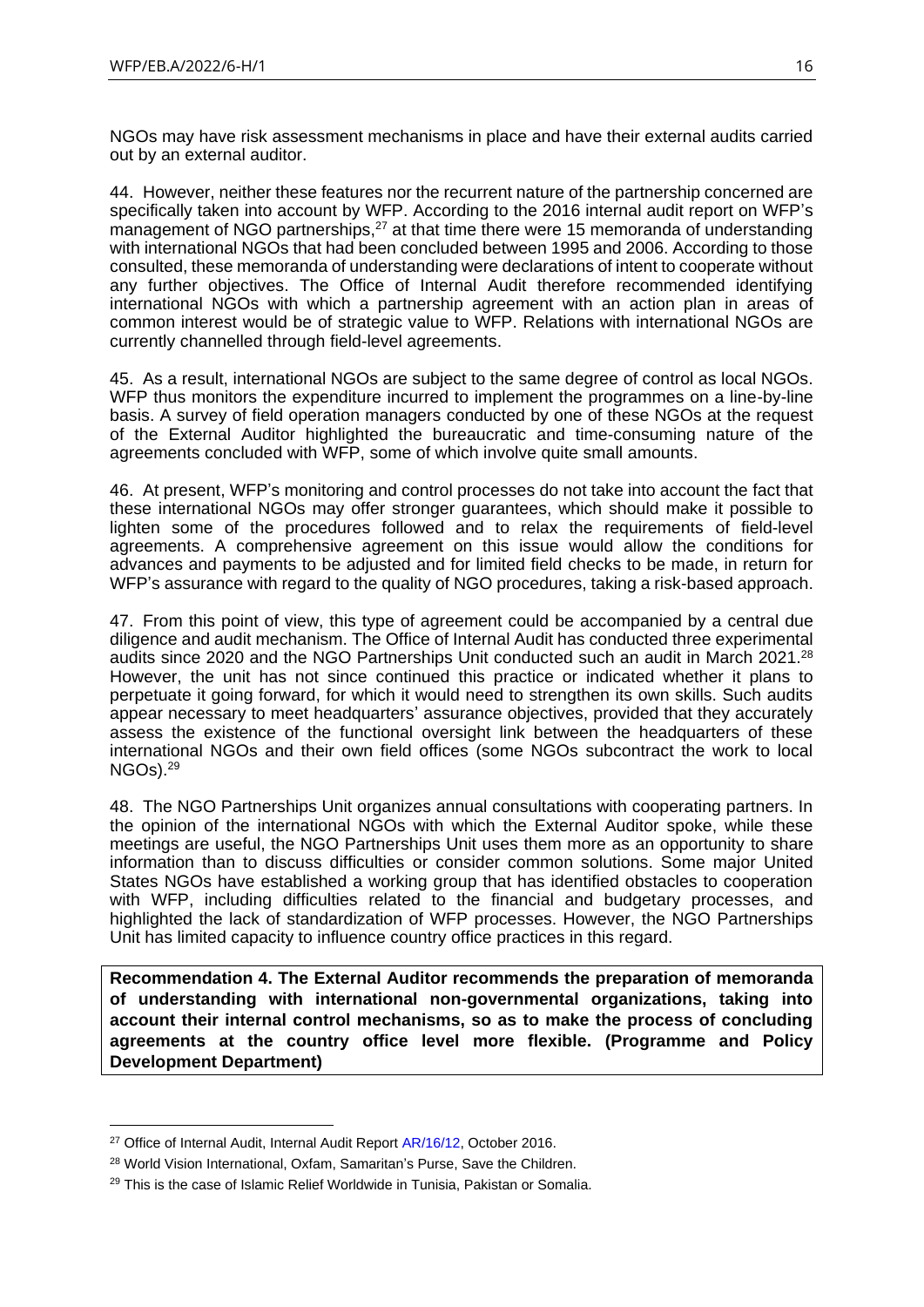NGOs may have risk assessment mechanisms in place and have their external audits carried out by an external auditor.

44. However, neither these features nor the recurrent nature of the partnership concerned are specifically taken into account by WFP. According to the 2016 internal audit report on WFP's management of NGO partnerships,[27] at that time there were 15 memoranda of understanding with international NGOs that had been concluded between 1995 and 2006. According to those consulted, these memoranda of understanding were declarations of intent to cooperate without any further objectives. The Office of Internal Audit therefore recommended identifying international NGOs with which a partnership agreement with an action plan in areas of common interest would be of strategic value to WFP. Relations with international NGOs are currently channelled through field-level agreements.

45. As a result, international NGOs are subject to the same degree of control as local NGOs. WFP thus monitors the expenditure incurred to implement the programmes on a line-by-line basis. A survey of field operation managers conducted by one of these NGOs at the request of the External Auditor highlighted the bureaucratic and time-consuming nature of the agreements concluded with WFP, some of which involve quite small amounts.

46. At present, WFP's monitoring and control processes do not take into account the fact that these international NGOs may offer stronger guarantees, which should make it possible to lighten some of the procedures followed and to relax the requirements of field-level agreements. A comprehensive agreement on this issue would allow the conditions for advances and payments to be adjusted and for limited field checks to be made, in return for WFP's assurance with regard to the quality of NGO procedures, taking a risk-based approach.

47. From this point of view, this type of agreement could be accompanied by a central due diligence and audit mechanism. The Office of Internal Audit has conducted three experimental audits since 2020 and the NGO Partnerships Unit conducted such an audit in March 2021.[28] However, the unit has not since continued this practice or indicated whether it plans to perpetuate it going forward, for which it would need to strengthen its own skills. Such audits appear necessary to meet headquarters' assurance objectives, provided that they accurately assess the existence of the functional oversight link between the headquarters of these international NGOs and their own field offices (some NGOs subcontract the work to local NGOs).[29]

48. The NGO Partnerships Unit organizes annual consultations with cooperating partners. In the opinion of the international NGOs with which the External Auditor spoke, while these meetings are useful, the NGO Partnerships Unit uses them more as an opportunity to share information than to discuss difficulties or consider common solutions. Some major United States NGOs have established a working group that has identified obstacles to cooperation with WFP, including difficulties related to the financial and budgetary processes, and highlighted the lack of standardization of WFP processes. However, the NGO Partnerships Unit has limited capacity to influence country office practices in this regard.

**Recommendation 4. The External Auditor recommends the preparation of memoranda of understanding with international non-governmental organizations, taking into account their internal control mechanisms, so as to make the process of concluding agreements at the country office level more flexible. (Programme and Policy Development Department)**

---

[27] Office of Internal Audit, Internal Audit Report AR/16/12, October 2016.

[28] World Vision International, Oxfam, Samaritan's Purse, Save the Children.

[29] This is the case of Islamic Relief Worldwide in Tunisia, Pakistan or Somalia.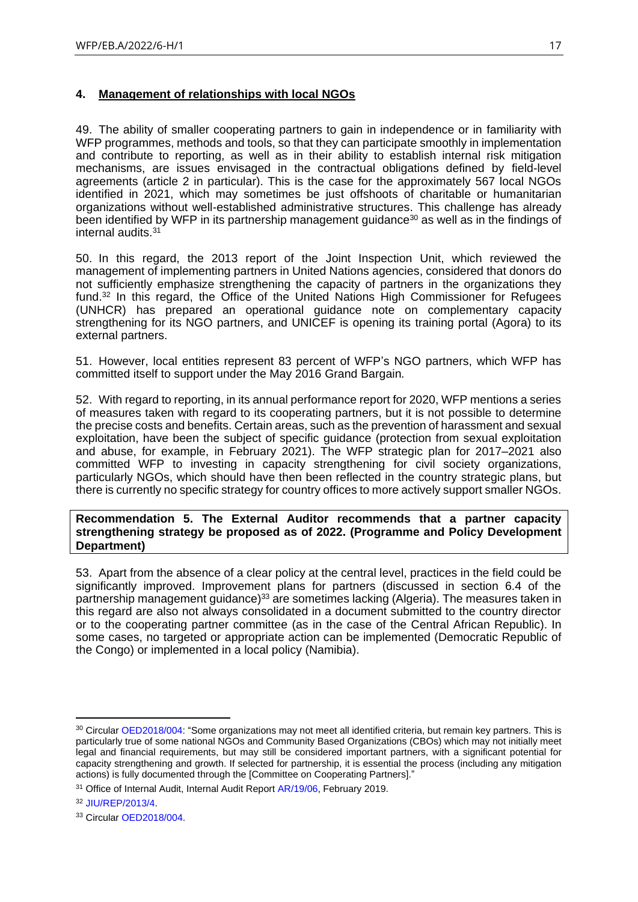## 4. Management of relationships with local NGOs

49. The ability of smaller cooperating partners to gain in independence or in familiarity with WFP programmes, methods and tools, so that they can participate smoothly in implementation and contribute to reporting, as well as in their ability to establish internal risk mitigation mechanisms, are issues envisaged in the contractual obligations defined by field-level agreements (article 2 in particular). This is the case for the approximately 567 local NGOs identified in 2021, which may sometimes be just offshoots of charitable or humanitarian organizations without well-established administrative structures. This challenge has already been identified by WFP in its partnership management guidance[30] as well as in the findings of internal audits.[31]

50. In this regard, the 2013 report of the Joint Inspection Unit, which reviewed the management of implementing partners in United Nations agencies, considered that donors do not sufficiently emphasize strengthening the capacity of partners in the organizations they fund.[32] In this regard, the Office of the United Nations High Commissioner for Refugees (UNHCR) has prepared an operational guidance note on complementary capacity strengthening for its NGO partners, and UNICEF is opening its training portal (Agora) to its external partners.

51. However, local entities represent 83 percent of WFP's NGO partners, which WFP has committed itself to support under the May 2016 Grand Bargain*.*

52. With regard to reporting, in its annual performance report for 2020, WFP mentions a series of measures taken with regard to its cooperating partners, but it is not possible to determine the precise costs and benefits. Certain areas, such as the prevention of harassment and sexual exploitation, have been the subject of specific guidance (protection from sexual exploitation and abuse, for example, in February 2021). The WFP strategic plan for 2017–2021 also committed WFP to investing in capacity strengthening for civil society organizations, particularly NGOs, which should have then been reflected in the country strategic plans, but there is currently no specific strategy for country offices to more actively support smaller NGOs.

**Recommendation 5. The External Auditor recommends that a partner capacity strengthening strategy be proposed as of 2022. (Programme and Policy Development Department)**

53. Apart from the absence of a clear policy at the central level, practices in the field could be significantly improved. Improvement plans for partners (discussed in section 6.4 of the partnership management guidance)[33] are sometimes lacking (Algeria). The measures taken in this regard are also not always consolidated in a document submitted to the country director or to the cooperating partner committee (as in the case of the Central African Republic). In some cases, no targeted or appropriate action can be implemented (Democratic Republic of the Congo) or implemented in a local policy (Namibia).

---

[30] Circular OED2018/004: "Some organizations may not meet all identified criteria, but remain key partners. This is particularly true of some national NGOs and Community Based Organizations (CBOs) which may not initially meet legal and financial requirements, but may still be considered important partners, with a significant potential for capacity strengthening and growth. If selected for partnership, it is essential the process (including any mitigation actions) is fully documented through the [Committee on Cooperating Partners]."

[31] Office of Internal Audit, Internal Audit Report AR/19/06, February 2019.

[32] JIU/REP/2013/4.

[33] Circular OED2018/004.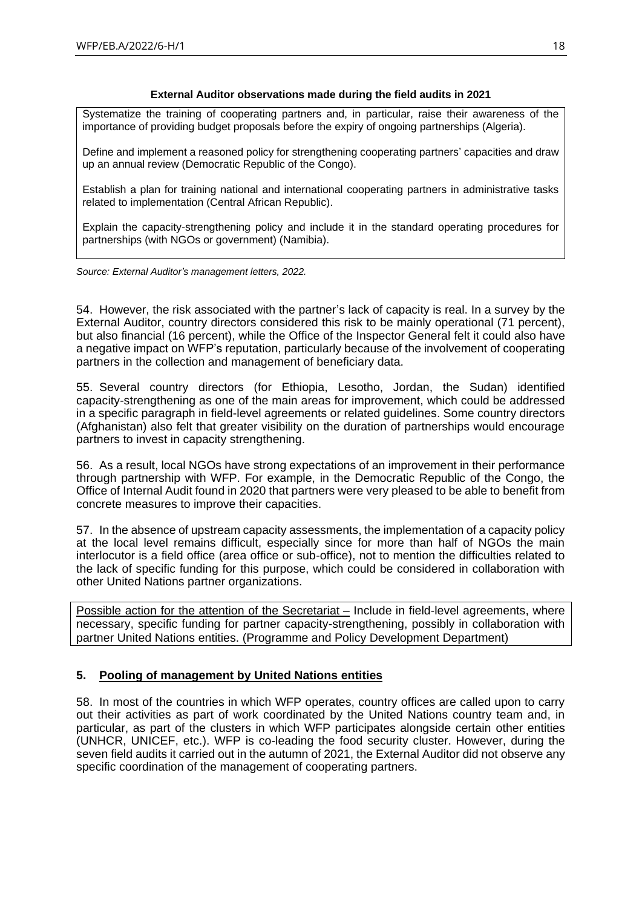**External Auditor observations made during the field audits in 2021**

Systematize the training of cooperating partners and, in particular, raise their awareness of the importance of providing budget proposals before the expiry of ongoing partnerships (Algeria).

Define and implement a reasoned policy for strengthening cooperating partners' capacities and draw up an annual review (Democratic Republic of the Congo).

Establish a plan for training national and international cooperating partners in administrative tasks related to implementation (Central African Republic).

Explain the capacity-strengthening policy and include it in the standard operating procedures for partnerships (with NGOs or government) (Namibia).

*Source: External Auditor's management letters, 2022.*

54. However, the risk associated with the partner's lack of capacity is real. In a survey by the External Auditor, country directors considered this risk to be mainly operational (71 percent), but also financial (16 percent), while the Office of the Inspector General felt it could also have a negative impact on WFP's reputation, particularly because of the involvement of cooperating partners in the collection and management of beneficiary data.

55. Several country directors (for Ethiopia, Lesotho, Jordan, the Sudan) identified capacity-strengthening as one of the main areas for improvement, which could be addressed in a specific paragraph in field-level agreements or related guidelines. Some country directors (Afghanistan) also felt that greater visibility on the duration of partnerships would encourage partners to invest in capacity strengthening.

56. As a result, local NGOs have strong expectations of an improvement in their performance through partnership with WFP. For example, in the Democratic Republic of the Congo, the Office of Internal Audit found in 2020 that partners were very pleased to be able to benefit from concrete measures to improve their capacities.

57. In the absence of upstream capacity assessments, the implementation of a capacity policy at the local level remains difficult, especially since for more than half of NGOs the main interlocutor is a field office (area office or sub-office), not to mention the difficulties related to the lack of specific funding for this purpose, which could be considered in collaboration with other United Nations partner organizations.

<u>Possible action for the attention of the Secretariat –</u> Include in field-level agreements, where necessary, specific funding for partner capacity-strengthening, possibly in collaboration with partner United Nations entities. (Programme and Policy Development Department)

## 5. Pooling of management by United Nations entities

58. In most of the countries in which WFP operates, country offices are called upon to carry out their activities as part of work coordinated by the United Nations country team and, in particular, as part of the clusters in which WFP participates alongside certain other entities (UNHCR, UNICEF, etc.). WFP is co-leading the food security cluster. However, during the seven field audits it carried out in the autumn of 2021, the External Auditor did not observe any specific coordination of the management of cooperating partners.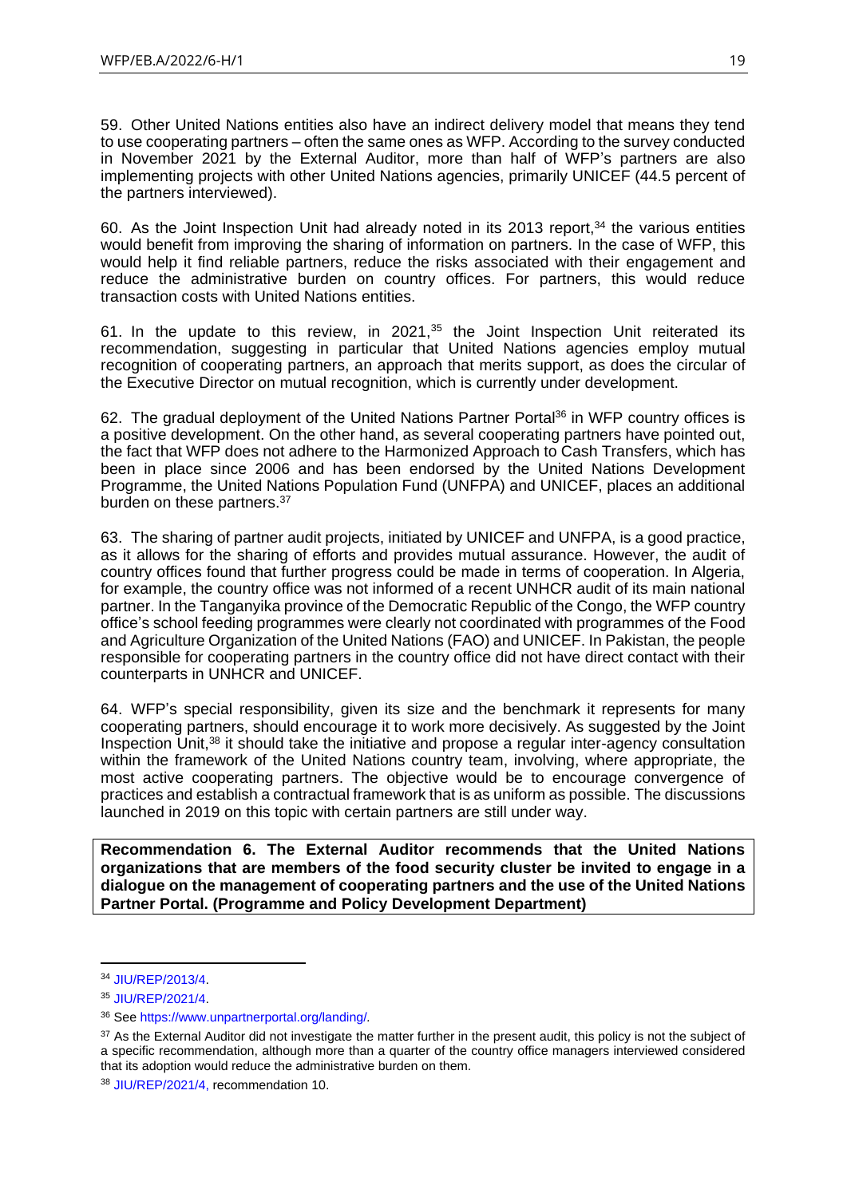59. Other United Nations entities also have an indirect delivery model that means they tend to use cooperating partners – often the same ones as WFP. According to the survey conducted in November 2021 by the External Auditor, more than half of WFP's partners are also implementing projects with other United Nations agencies, primarily UNICEF (44.5 percent of the partners interviewed).

60. As the Joint Inspection Unit had already noted in its 2013 report,[34] the various entities would benefit from improving the sharing of information on partners. In the case of WFP, this would help it find reliable partners, reduce the risks associated with their engagement and reduce the administrative burden on country offices. For partners, this would reduce transaction costs with United Nations entities.

61. In the update to this review, in 2021,[35] the Joint Inspection Unit reiterated its recommendation, suggesting in particular that United Nations agencies employ mutual recognition of cooperating partners, an approach that merits support, as does the circular of the Executive Director on mutual recognition, which is currently under development.

62. The gradual deployment of the United Nations Partner Portal[36] in WFP country offices is a positive development. On the other hand, as several cooperating partners have pointed out, the fact that WFP does not adhere to the Harmonized Approach to Cash Transfers, which has been in place since 2006 and has been endorsed by the United Nations Development Programme, the United Nations Population Fund (UNFPA) and UNICEF, places an additional burden on these partners.[37]

63. The sharing of partner audit projects, initiated by UNICEF and UNFPA, is a good practice, as it allows for the sharing of efforts and provides mutual assurance. However, the audit of country offices found that further progress could be made in terms of cooperation. In Algeria, for example, the country office was not informed of a recent UNHCR audit of its main national partner. In the Tanganyika province of the Democratic Republic of the Congo, the WFP country office's school feeding programmes were clearly not coordinated with programmes of the Food and Agriculture Organization of the United Nations (FAO) and UNICEF. In Pakistan, the people responsible for cooperating partners in the country office did not have direct contact with their counterparts in UNHCR and UNICEF.

64. WFP's special responsibility, given its size and the benchmark it represents for many cooperating partners, should encourage it to work more decisively. As suggested by the Joint Inspection Unit,[38] it should take the initiative and propose a regular inter-agency consultation within the framework of the United Nations country team, involving, where appropriate, the most active cooperating partners. The objective would be to encourage convergence of practices and establish a contractual framework that is as uniform as possible. The discussions launched in 2019 on this topic with certain partners are still under way.

**Recommendation 6. The External Auditor recommends that the United Nations organizations that are members of the food security cluster be invited to engage in a dialogue on the management of cooperating partners and the use of the United Nations Partner Portal. (Programme and Policy Development Department)**

---

[34] JIU/REP/2013/4.

[35] JIU/REP/2021/4.

[36] See https://www.unpartnerportal.org/landing/.

[37] As the External Auditor did not investigate the matter further in the present audit, this policy is not the subject of a specific recommendation, although more than a quarter of the country office managers interviewed considered that its adoption would reduce the administrative burden on them.

[38] JIU/REP/2021/4, recommendation 10.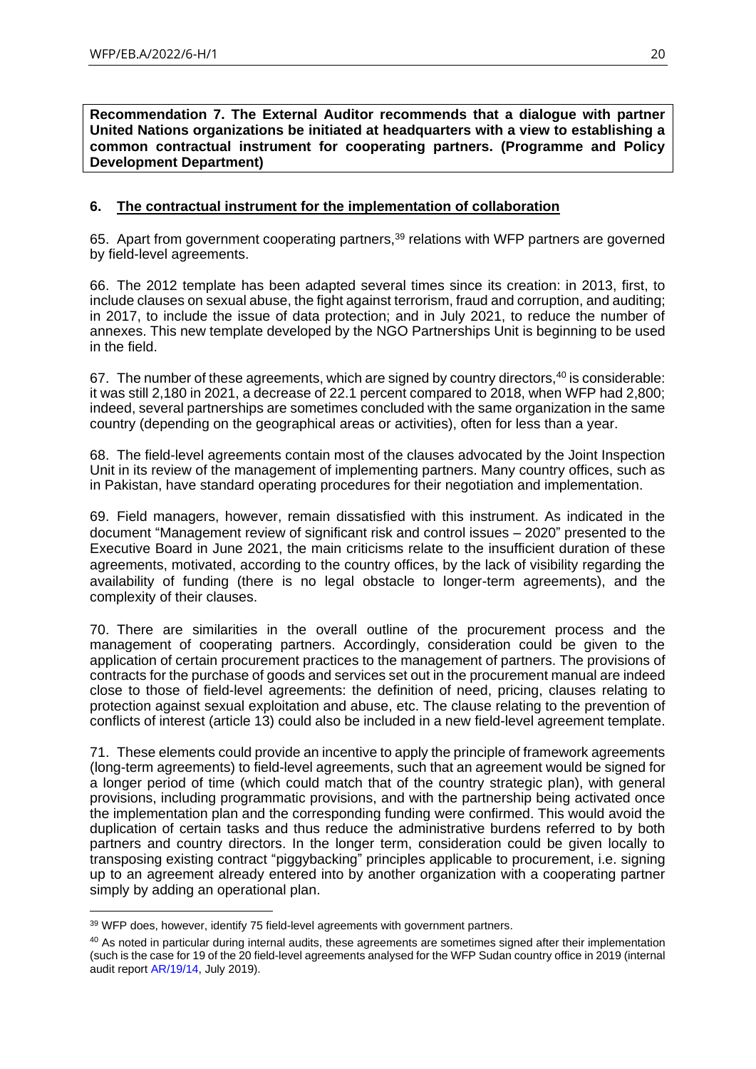**Recommendation 7. The External Auditor recommends that a dialogue with partner United Nations organizations be initiated at headquarters with a view to establishing a common contractual instrument for cooperating partners. (Programme and Policy Development Department)**

## 6. The contractual instrument for the implementation of collaboration

65. Apart from government cooperating partners,[39] relations with WFP partners are governed by field-level agreements.

66. The 2012 template has been adapted several times since its creation: in 2013, first, to include clauses on sexual abuse, the fight against terrorism, fraud and corruption, and auditing; in 2017, to include the issue of data protection; and in July 2021, to reduce the number of annexes. This new template developed by the NGO Partnerships Unit is beginning to be used in the field.

67. The number of these agreements, which are signed by country directors,[40] is considerable: it was still 2,180 in 2021, a decrease of 22.1 percent compared to 2018, when WFP had 2,800; indeed, several partnerships are sometimes concluded with the same organization in the same country (depending on the geographical areas or activities), often for less than a year.

68. The field-level agreements contain most of the clauses advocated by the Joint Inspection Unit in its review of the management of implementing partners. Many country offices, such as in Pakistan, have standard operating procedures for their negotiation and implementation.

69. Field managers, however, remain dissatisfied with this instrument. As indicated in the document "Management review of significant risk and control issues – 2020" presented to the Executive Board in June 2021, the main criticisms relate to the insufficient duration of these agreements, motivated, according to the country offices, by the lack of visibility regarding the availability of funding (there is no legal obstacle to longer-term agreements), and the complexity of their clauses.

70. There are similarities in the overall outline of the procurement process and the management of cooperating partners. Accordingly, consideration could be given to the application of certain procurement practices to the management of partners. The provisions of contracts for the purchase of goods and services set out in the procurement manual are indeed close to those of field-level agreements: the definition of need, pricing, clauses relating to protection against sexual exploitation and abuse, etc. The clause relating to the prevention of conflicts of interest (article 13) could also be included in a new field-level agreement template.

71. These elements could provide an incentive to apply the principle of framework agreements (long-term agreements) to field-level agreements, such that an agreement would be signed for a longer period of time (which could match that of the country strategic plan), with general provisions, including programmatic provisions, and with the partnership being activated once the implementation plan and the corresponding funding were confirmed. This would avoid the duplication of certain tasks and thus reduce the administrative burdens referred to by both partners and country directors. In the longer term, consideration could be given locally to transposing existing contract "piggybacking" principles applicable to procurement, i.e. signing up to an agreement already entered into by another organization with a cooperating partner simply by adding an operational plan.

---

[39] WFP does, however, identify 75 field-level agreements with government partners.

[40] As noted in particular during internal audits, these agreements are sometimes signed after their implementation (such is the case for 19 of the 20 field-level agreements analysed for the WFP Sudan country office in 2019 (internal audit report AR/19/14, July 2019).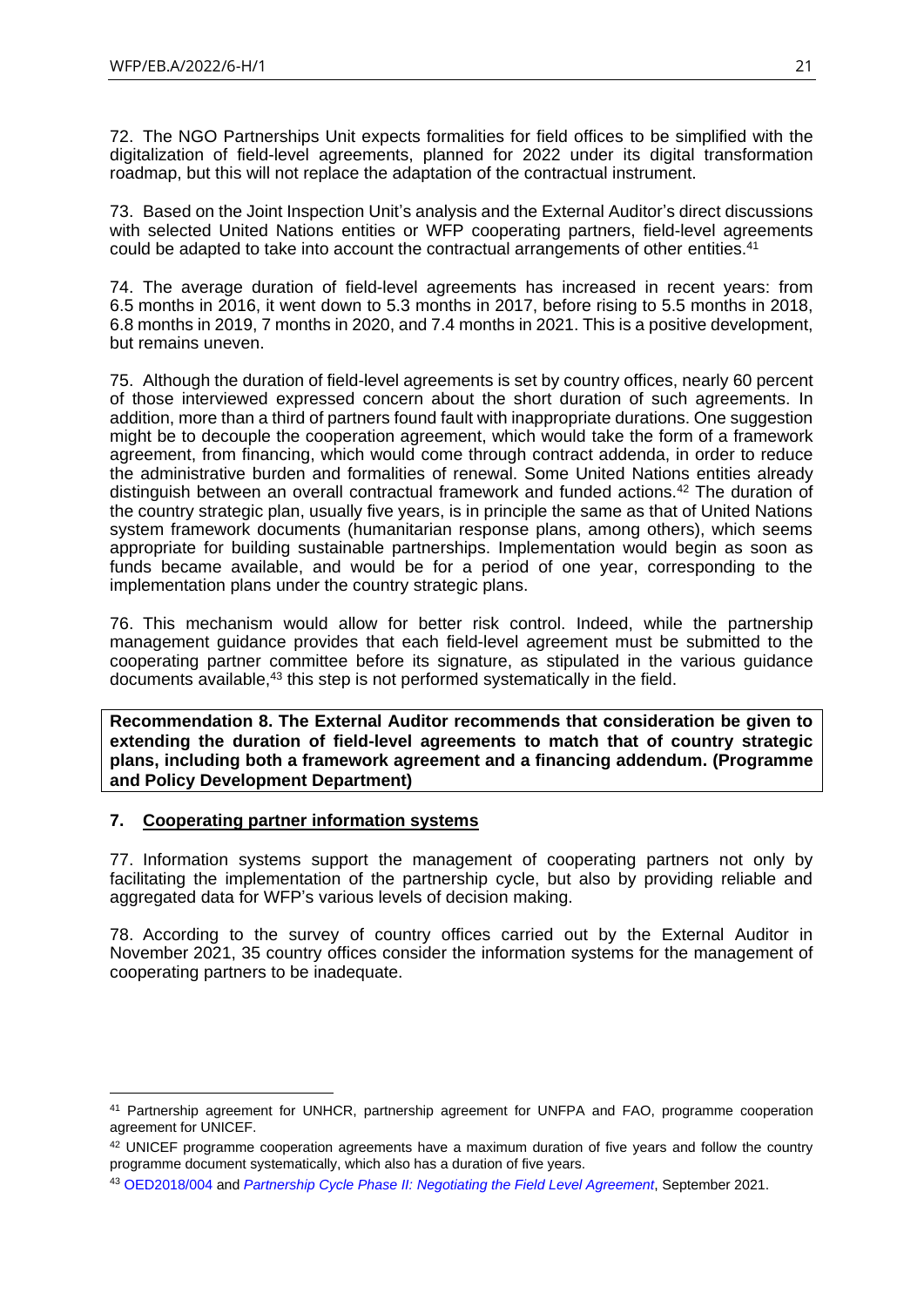72. The NGO Partnerships Unit expects formalities for field offices to be simplified with the digitalization of field-level agreements, planned for 2022 under its digital transformation roadmap, but this will not replace the adaptation of the contractual instrument.

73. Based on the Joint Inspection Unit's analysis and the External Auditor's direct discussions with selected United Nations entities or WFP cooperating partners, field-level agreements could be adapted to take into account the contractual arrangements of other entities.[41]

74. The average duration of field-level agreements has increased in recent years: from 6.5 months in 2016, it went down to 5.3 months in 2017, before rising to 5.5 months in 2018, 6.8 months in 2019, 7 months in 2020, and 7.4 months in 2021. This is a positive development, but remains uneven.

75. Although the duration of field-level agreements is set by country offices, nearly 60 percent of those interviewed expressed concern about the short duration of such agreements. In addition, more than a third of partners found fault with inappropriate durations. One suggestion might be to decouple the cooperation agreement, which would take the form of a framework agreement, from financing, which would come through contract addenda, in order to reduce the administrative burden and formalities of renewal. Some United Nations entities already distinguish between an overall contractual framework and funded actions.[42] The duration of the country strategic plan, usually five years, is in principle the same as that of United Nations system framework documents (humanitarian response plans, among others), which seems appropriate for building sustainable partnerships. Implementation would begin as soon as funds became available, and would be for a period of one year, corresponding to the implementation plans under the country strategic plans.

76. This mechanism would allow for better risk control. Indeed, while the partnership management guidance provides that each field-level agreement must be submitted to the cooperating partner committee before its signature, as stipulated in the various guidance documents available,[43] this step is not performed systematically in the field.

**Recommendation 8. The External Auditor recommends that consideration be given to extending the duration of field-level agreements to match that of country strategic plans, including both a framework agreement and a financing addendum. (Programme and Policy Development Department)**

## 7. Cooperating partner information systems

77. Information systems support the management of cooperating partners not only by facilitating the implementation of the partnership cycle, but also by providing reliable and aggregated data for WFP's various levels of decision making.

78. According to the survey of country offices carried out by the External Auditor in November 2021, 35 country offices consider the information systems for the management of cooperating partners to be inadequate.

---

[41] Partnership agreement for UNHCR, partnership agreement for UNFPA and FAO, programme cooperation agreement for UNICEF.

[42] UNICEF programme cooperation agreements have a maximum duration of five years and follow the country programme document systematically, which also has a duration of five years.

[43] OED2018/004 and *Partnership Cycle Phase II: Negotiating the Field Level Agreement*, September 2021.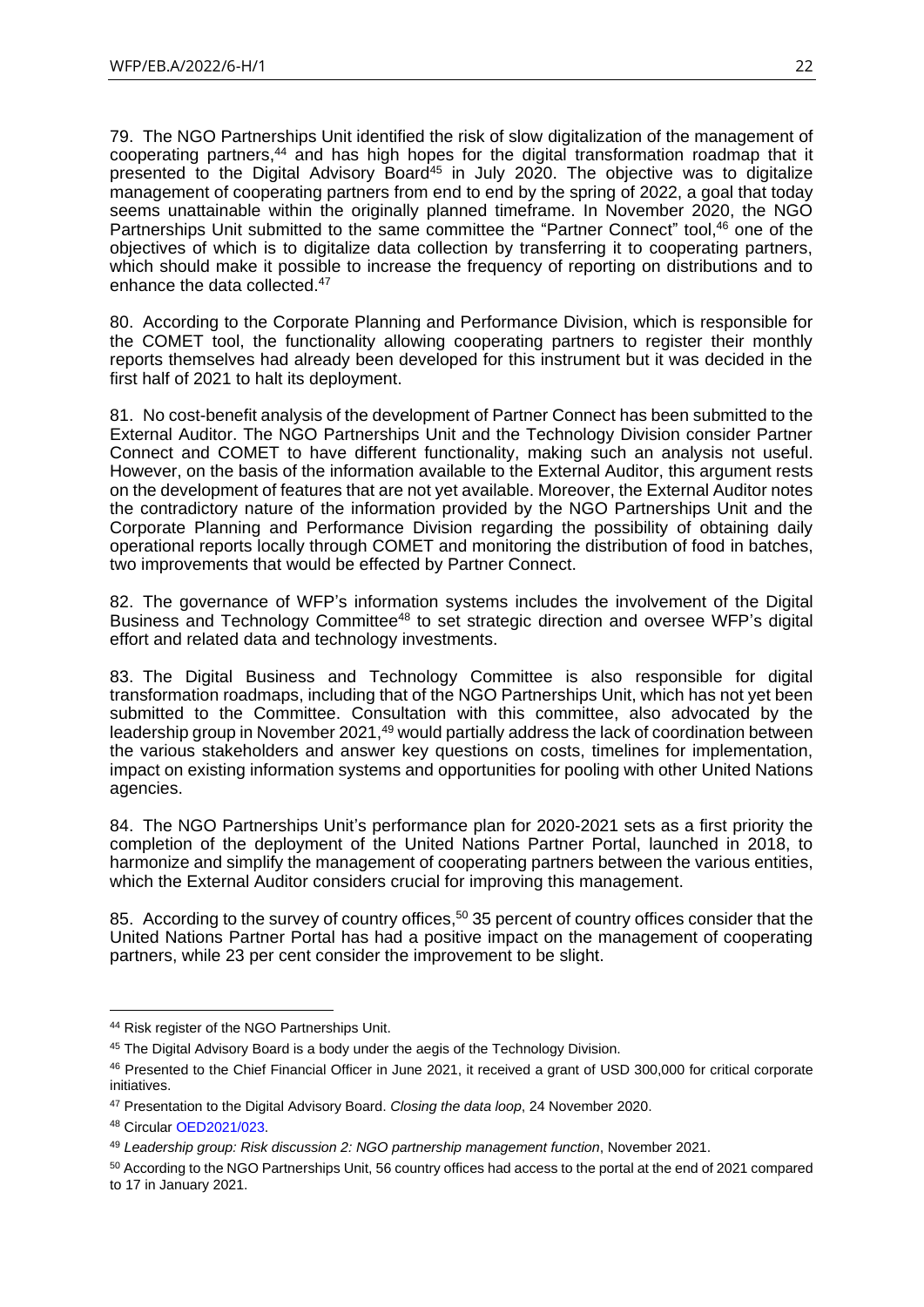79. The NGO Partnerships Unit identified the risk of slow digitalization of the management of cooperating partners,[44] and has high hopes for the digital transformation roadmap that it presented to the Digital Advisory Board[45] in July 2020. The objective was to digitalize management of cooperating partners from end to end by the spring of 2022, a goal that today seems unattainable within the originally planned timeframe. In November 2020, the NGO Partnerships Unit submitted to the same committee the "Partner Connect" tool,[46] one of the objectives of which is to digitalize data collection by transferring it to cooperating partners, which should make it possible to increase the frequency of reporting on distributions and to enhance the data collected.[47]

80. According to the Corporate Planning and Performance Division, which is responsible for the COMET tool, the functionality allowing cooperating partners to register their monthly reports themselves had already been developed for this instrument but it was decided in the first half of 2021 to halt its deployment.

81. No cost-benefit analysis of the development of Partner Connect has been submitted to the External Auditor. The NGO Partnerships Unit and the Technology Division consider Partner Connect and COMET to have different functionality, making such an analysis not useful. However, on the basis of the information available to the External Auditor, this argument rests on the development of features that are not yet available. Moreover, the External Auditor notes the contradictory nature of the information provided by the NGO Partnerships Unit and the Corporate Planning and Performance Division regarding the possibility of obtaining daily operational reports locally through COMET and monitoring the distribution of food in batches, two improvements that would be effected by Partner Connect.

82. The governance of WFP's information systems includes the involvement of the Digital Business and Technology Committee[48] to set strategic direction and oversee WFP's digital effort and related data and technology investments.

83. The Digital Business and Technology Committee is also responsible for digital transformation roadmaps, including that of the NGO Partnerships Unit, which has not yet been submitted to the Committee. Consultation with this committee, also advocated by the leadership group in November 2021,[49] would partially address the lack of coordination between the various stakeholders and answer key questions on costs, timelines for implementation, impact on existing information systems and opportunities for pooling with other United Nations agencies.

84. The NGO Partnerships Unit's performance plan for 2020-2021 sets as a first priority the completion of the deployment of the United Nations Partner Portal, launched in 2018, to harmonize and simplify the management of cooperating partners between the various entities, which the External Auditor considers crucial for improving this management.

85. According to the survey of country offices,[50] 35 percent of country offices consider that the United Nations Partner Portal has had a positive impact on the management of cooperating partners, while 23 per cent consider the improvement to be slight.

---

[44] Risk register of the NGO Partnerships Unit.

[45] The Digital Advisory Board is a body under the aegis of the Technology Division.

[46] Presented to the Chief Financial Officer in June 2021, it received a grant of USD 300,000 for critical corporate initiatives.

[47] Presentation to the Digital Advisory Board. *Closing the data loop*, 24 November 2020.

[48] Circular OED2021/023.

[49] *Leadership group: Risk discussion 2: NGO partnership management function*, November 2021.

[50] According to the NGO Partnerships Unit, 56 country offices had access to the portal at the end of 2021 compared to 17 in January 2021.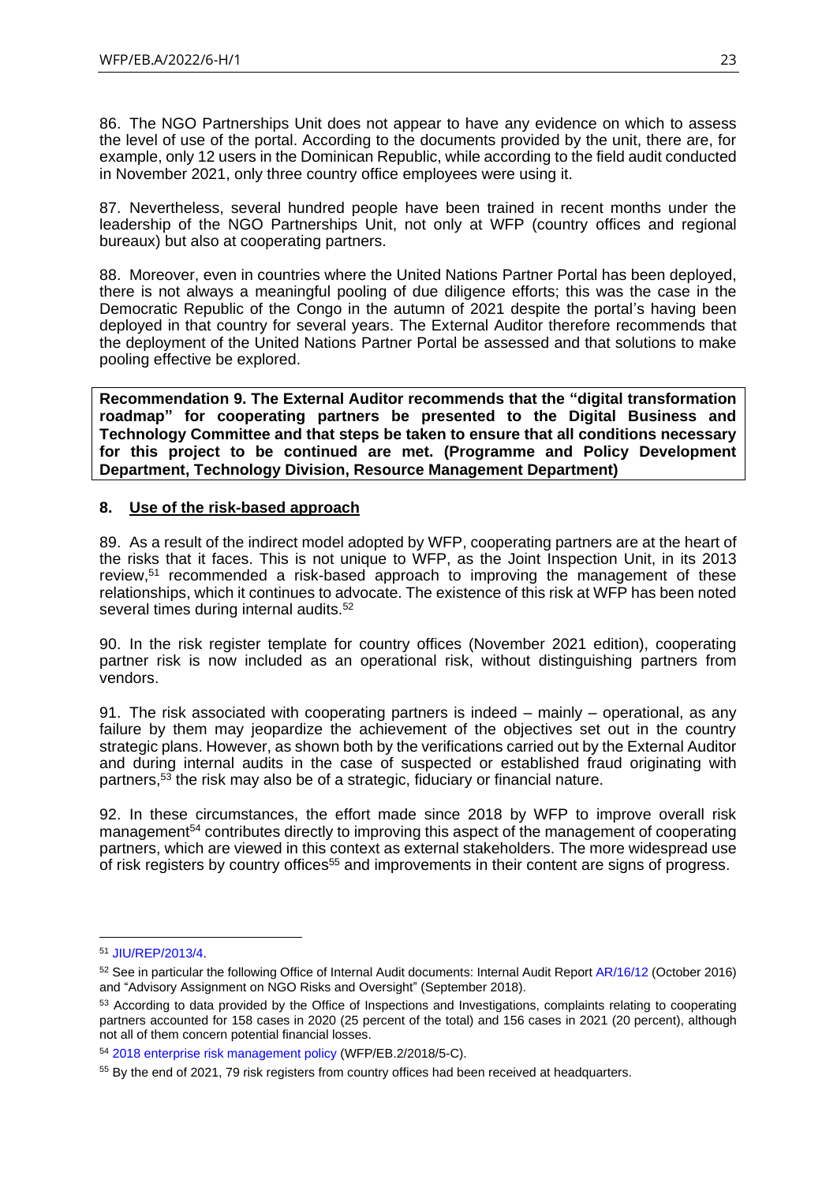86. The NGO Partnerships Unit does not appear to have any evidence on which to assess the level of use of the portal. According to the documents provided by the unit, there are, for example, only 12 users in the Dominican Republic, while according to the field audit conducted in November 2021, only three country office employees were using it.

87. Nevertheless, several hundred people have been trained in recent months under the leadership of the NGO Partnerships Unit, not only at WFP (country offices and regional bureaux) but also at cooperating partners.

88. Moreover, even in countries where the United Nations Partner Portal has been deployed, there is not always a meaningful pooling of due diligence efforts; this was the case in the Democratic Republic of the Congo in the autumn of 2021 despite the portal's having been deployed in that country for several years. The External Auditor therefore recommends that the deployment of the United Nations Partner Portal be assessed and that solutions to make pooling effective be explored.

**Recommendation 9. The External Auditor recommends that the "digital transformation roadmap" for cooperating partners be presented to the Digital Business and Technology Committee and that steps be taken to ensure that all conditions necessary for this project to be continued are met. (Programme and Policy Development Department, Technology Division, Resource Management Department)**

## 8. Use of the risk-based approach

89. As a result of the indirect model adopted by WFP, cooperating partners are at the heart of the risks that it faces. This is not unique to WFP, as the Joint Inspection Unit, in its 2013 review,[51] recommended a risk-based approach to improving the management of these relationships, which it continues to advocate. The existence of this risk at WFP has been noted several times during internal audits.[52]

90. In the risk register template for country offices (November 2021 edition), cooperating partner risk is now included as an operational risk, without distinguishing partners from vendors.

91. The risk associated with cooperating partners is indeed – mainly – operational, as any failure by them may jeopardize the achievement of the objectives set out in the country strategic plans. However, as shown both by the verifications carried out by the External Auditor and during internal audits in the case of suspected or established fraud originating with partners,[53] the risk may also be of a strategic, fiduciary or financial nature.

92. In these circumstances, the effort made since 2018 by WFP to improve overall risk management[54] contributes directly to improving this aspect of the management of cooperating partners, which are viewed in this context as external stakeholders. The more widespread use of risk registers by country offices[55] and improvements in their content are signs of progress.

---

[51] JIU/REP/2013/4.

[52] See in particular the following Office of Internal Audit documents: Internal Audit Report AR/16/12 (October 2016) and "Advisory Assignment on NGO Risks and Oversight" (September 2018).

[53] According to data provided by the Office of Inspections and Investigations, complaints relating to cooperating partners accounted for 158 cases in 2020 (25 percent of the total) and 156 cases in 2021 (20 percent), although not all of them concern potential financial losses.

[54] 2018 enterprise risk management policy (WFP/EB.2/2018/5-C).

[55] By the end of 2021, 79 risk registers from country offices had been received at headquarters.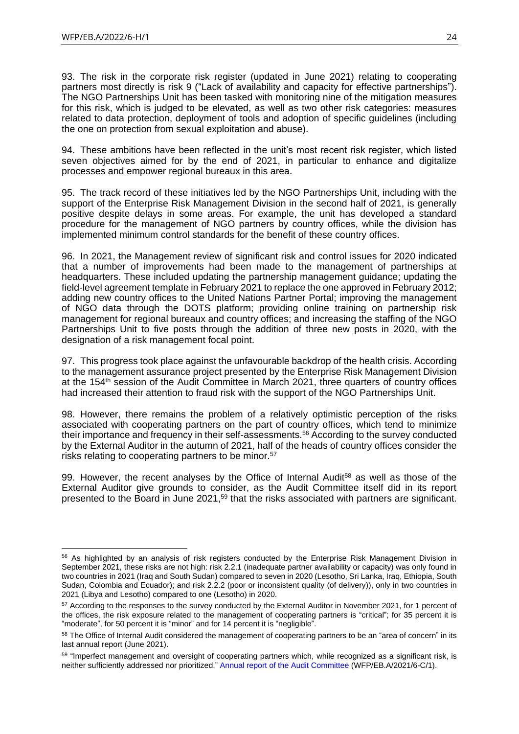93. The risk in the corporate risk register (updated in June 2021) relating to cooperating partners most directly is risk 9 ("Lack of availability and capacity for effective partnerships"). The NGO Partnerships Unit has been tasked with monitoring nine of the mitigation measures for this risk, which is judged to be elevated, as well as two other risk categories: measures related to data protection, deployment of tools and adoption of specific guidelines (including the one on protection from sexual exploitation and abuse).

94. These ambitions have been reflected in the unit's most recent risk register, which listed seven objectives aimed for by the end of 2021, in particular to enhance and digitalize processes and empower regional bureaux in this area.

95. The track record of these initiatives led by the NGO Partnerships Unit, including with the support of the Enterprise Risk Management Division in the second half of 2021, is generally positive despite delays in some areas. For example, the unit has developed a standard procedure for the management of NGO partners by country offices, while the division has implemented minimum control standards for the benefit of these country offices.

96. In 2021, the Management review of significant risk and control issues for 2020 indicated that a number of improvements had been made to the management of partnerships at headquarters. These included updating the partnership management guidance; updating the field-level agreement template in February 2021 to replace the one approved in February 2012; adding new country offices to the United Nations Partner Portal; improving the management of NGO data through the DOTS platform; providing online training on partnership risk management for regional bureaux and country offices; and increasing the staffing of the NGO Partnerships Unit to five posts through the addition of three new posts in 2020, with the designation of a risk management focal point.

97. This progress took place against the unfavourable backdrop of the health crisis. According to the management assurance project presented by the Enterprise Risk Management Division at the 154th session of the Audit Committee in March 2021, three quarters of country offices had increased their attention to fraud risk with the support of the NGO Partnerships Unit.

98. However, there remains the problem of a relatively optimistic perception of the risks associated with cooperating partners on the part of country offices, which tend to minimize their importance and frequency in their self-assessments.[56] According to the survey conducted by the External Auditor in the autumn of 2021, half of the heads of country offices consider the risks relating to cooperating partners to be minor.[57]

99. However, the recent analyses by the Office of Internal Audit[58] as well as those of the External Auditor give grounds to consider, as the Audit Committee itself did in its report presented to the Board in June 2021,[59] that the risks associated with partners are significant.

---

[56] As highlighted by an analysis of risk registers conducted by the Enterprise Risk Management Division in September 2021, these risks are not high: risk 2.2.1 (inadequate partner availability or capacity) was only found in two countries in 2021 (Iraq and South Sudan) compared to seven in 2020 (Lesotho, Sri Lanka, Iraq, Ethiopia, South Sudan, Colombia and Ecuador); and risk 2.2.2 (poor or inconsistent quality (of delivery)), only in two countries in 2021 (Libya and Lesotho) compared to one (Lesotho) in 2020.

[57] According to the responses to the survey conducted by the External Auditor in November 2021, for 1 percent of the offices, the risk exposure related to the management of cooperating partners is "critical"; for 35 percent it is "moderate", for 50 percent it is "minor" and for 14 percent it is "negligible".

[58] The Office of Internal Audit considered the management of cooperating partners to be an "area of concern" in its last annual report (June 2021).

[59] "Imperfect management and oversight of cooperating partners which, while recognized as a significant risk, is neither sufficiently addressed nor prioritized." Annual report of the Audit Committee (WFP/EB.A/2021/6-C/1).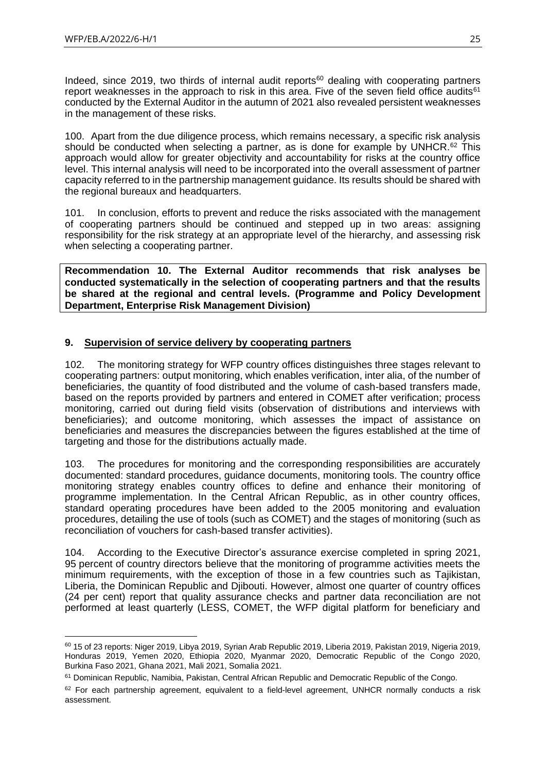Indeed, since 2019, two thirds of internal audit reports[60] dealing with cooperating partners report weaknesses in the approach to risk in this area. Five of the seven field office audits[61] conducted by the External Auditor in the autumn of 2021 also revealed persistent weaknesses in the management of these risks.

100. Apart from the due diligence process, which remains necessary, a specific risk analysis should be conducted when selecting a partner, as is done for example by UNHCR.[62] This approach would allow for greater objectivity and accountability for risks at the country office level. This internal analysis will need to be incorporated into the overall assessment of partner capacity referred to in the partnership management guidance. Its results should be shared with the regional bureaux and headquarters.

101. In conclusion, efforts to prevent and reduce the risks associated with the management of cooperating partners should be continued and stepped up in two areas: assigning responsibility for the risk strategy at an appropriate level of the hierarchy, and assessing risk when selecting a cooperating partner.

**Recommendation 10. The External Auditor recommends that risk analyses be conducted systematically in the selection of cooperating partners and that the results be shared at the regional and central levels. (Programme and Policy Development Department, Enterprise Risk Management Division)**

## 9. Supervision of service delivery by cooperating partners

102. The monitoring strategy for WFP country offices distinguishes three stages relevant to cooperating partners: output monitoring, which enables verification, inter alia, of the number of beneficiaries, the quantity of food distributed and the volume of cash-based transfers made, based on the reports provided by partners and entered in COMET after verification; process monitoring, carried out during field visits (observation of distributions and interviews with beneficiaries); and outcome monitoring, which assesses the impact of assistance on beneficiaries and measures the discrepancies between the figures established at the time of targeting and those for the distributions actually made.

103. The procedures for monitoring and the corresponding responsibilities are accurately documented: standard procedures, guidance documents, monitoring tools. The country office monitoring strategy enables country offices to define and enhance their monitoring of programme implementation. In the Central African Republic, as in other country offices, standard operating procedures have been added to the 2005 monitoring and evaluation procedures, detailing the use of tools (such as COMET) and the stages of monitoring (such as reconciliation of vouchers for cash-based transfer activities).

104. According to the Executive Director's assurance exercise completed in spring 2021, 95 percent of country directors believe that the monitoring of programme activities meets the minimum requirements, with the exception of those in a few countries such as Tajikistan, Liberia, the Dominican Republic and Djibouti. However, almost one quarter of country offices (24 per cent) report that quality assurance checks and partner data reconciliation are not performed at least quarterly (LESS, COMET, the WFP digital platform for beneficiary and

---

[60] 15 of 23 reports: Niger 2019, Libya 2019, Syrian Arab Republic 2019, Liberia 2019, Pakistan 2019, Nigeria 2019, Honduras 2019, Yemen 2020, Ethiopia 2020, Myanmar 2020, Democratic Republic of the Congo 2020, Burkina Faso 2021, Ghana 2021, Mali 2021, Somalia 2021.

[61] Dominican Republic, Namibia, Pakistan, Central African Republic and Democratic Republic of the Congo.

[62] For each partnership agreement, equivalent to a field-level agreement, UNHCR normally conducts a risk assessment.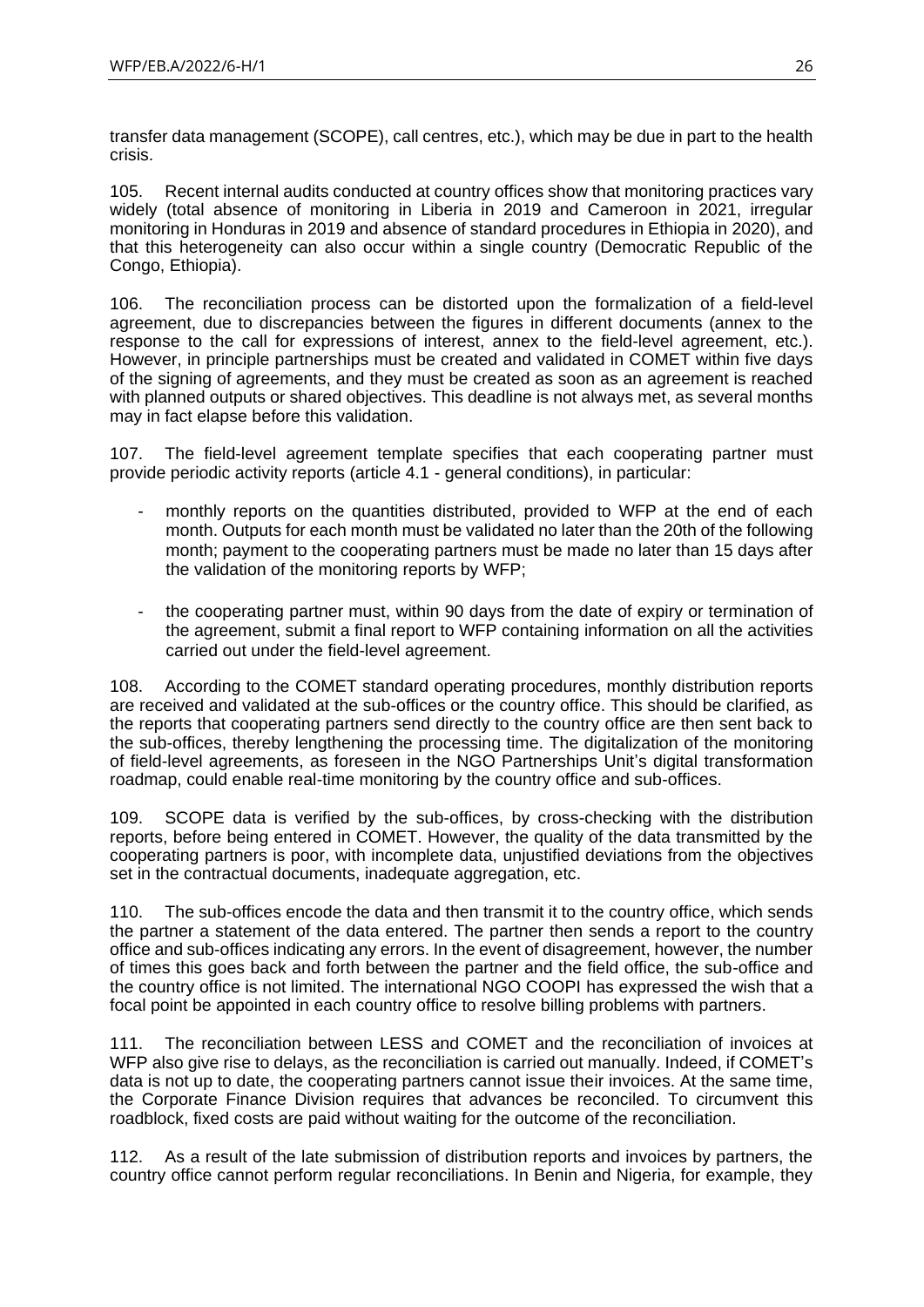transfer data management (SCOPE), call centres, etc.), which may be due in part to the health crisis.

105. Recent internal audits conducted at country offices show that monitoring practices vary widely (total absence of monitoring in Liberia in 2019 and Cameroon in 2021, irregular monitoring in Honduras in 2019 and absence of standard procedures in Ethiopia in 2020), and that this heterogeneity can also occur within a single country (Democratic Republic of the Congo, Ethiopia).

106. The reconciliation process can be distorted upon the formalization of a field-level agreement, due to discrepancies between the figures in different documents (annex to the response to the call for expressions of interest, annex to the field-level agreement, etc.). However, in principle partnerships must be created and validated in COMET within five days of the signing of agreements, and they must be created as soon as an agreement is reached with planned outputs or shared objectives. This deadline is not always met, as several months may in fact elapse before this validation.

107. The field-level agreement template specifies that each cooperating partner must provide periodic activity reports (article 4.1 - general conditions), in particular:

- monthly reports on the quantities distributed, provided to WFP at the end of each month. Outputs for each month must be validated no later than the 20th of the following month; payment to the cooperating partners must be made no later than 15 days after the validation of the monitoring reports by WFP;

- the cooperating partner must, within 90 days from the date of expiry or termination of the agreement, submit a final report to WFP containing information on all the activities carried out under the field-level agreement.

108. According to the COMET standard operating procedures, monthly distribution reports are received and validated at the sub-offices or the country office. This should be clarified, as the reports that cooperating partners send directly to the country office are then sent back to the sub-offices, thereby lengthening the processing time. The digitalization of the monitoring of field-level agreements, as foreseen in the NGO Partnerships Unit's digital transformation roadmap, could enable real-time monitoring by the country office and sub-offices.

109. SCOPE data is verified by the sub-offices, by cross-checking with the distribution reports, before being entered in COMET. However, the quality of the data transmitted by the cooperating partners is poor, with incomplete data, unjustified deviations from the objectives set in the contractual documents, inadequate aggregation, etc.

110. The sub-offices encode the data and then transmit it to the country office, which sends the partner a statement of the data entered. The partner then sends a report to the country office and sub-offices indicating any errors. In the event of disagreement, however, the number of times this goes back and forth between the partner and the field office, the sub-office and the country office is not limited. The international NGO COOPI has expressed the wish that a focal point be appointed in each country office to resolve billing problems with partners.

111. The reconciliation between LESS and COMET and the reconciliation of invoices at WFP also give rise to delays, as the reconciliation is carried out manually. Indeed, if COMET's data is not up to date, the cooperating partners cannot issue their invoices. At the same time, the Corporate Finance Division requires that advances be reconciled. To circumvent this roadblock, fixed costs are paid without waiting for the outcome of the reconciliation.

112. As a result of the late submission of distribution reports and invoices by partners, the country office cannot perform regular reconciliations. In Benin and Nigeria, for example, they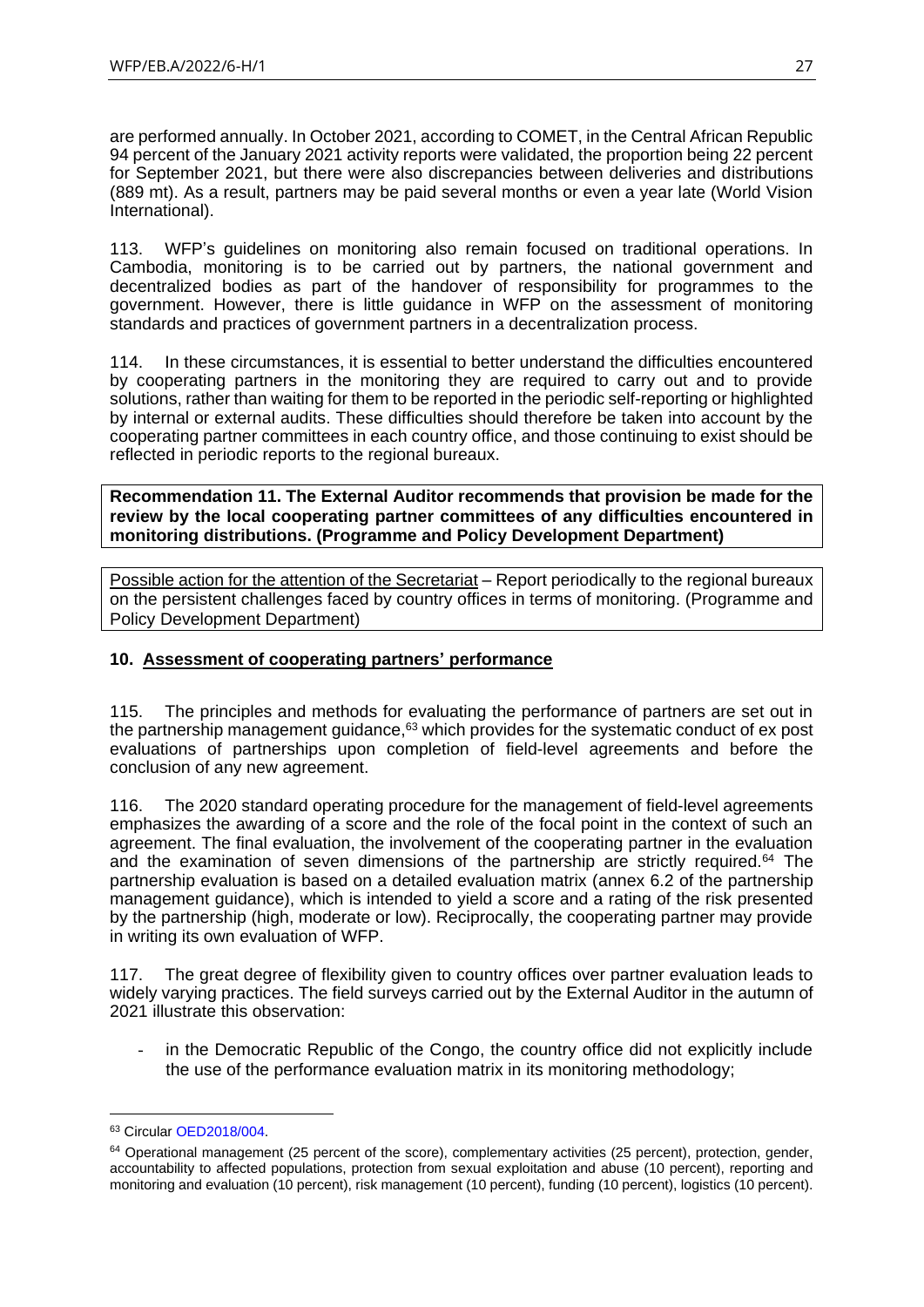are performed annually. In October 2021, according to COMET, in the Central African Republic 94 percent of the January 2021 activity reports were validated, the proportion being 22 percent for September 2021, but there were also discrepancies between deliveries and distributions (889 mt). As a result, partners may be paid several months or even a year late (World Vision International).

113. WFP's guidelines on monitoring also remain focused on traditional operations. In Cambodia, monitoring is to be carried out by partners, the national government and decentralized bodies as part of the handover of responsibility for programmes to the government. However, there is little guidance in WFP on the assessment of monitoring standards and practices of government partners in a decentralization process.

114. In these circumstances, it is essential to better understand the difficulties encountered by cooperating partners in the monitoring they are required to carry out and to provide solutions, rather than waiting for them to be reported in the periodic self-reporting or highlighted by internal or external audits. These difficulties should therefore be taken into account by the cooperating partner committees in each country office, and those continuing to exist should be reflected in periodic reports to the regional bureaux.

**Recommendation 11. The External Auditor recommends that provision be made for the review by the local cooperating partner committees of any difficulties encountered in monitoring distributions. (Programme and Policy Development Department)**

Possible action for the attention of the Secretariat – Report periodically to the regional bureaux on the persistent challenges faced by country offices in terms of monitoring. (Programme and Policy Development Department)

## 10. Assessment of cooperating partners' performance

115. The principles and methods for evaluating the performance of partners are set out in the partnership management guidance,[63] which provides for the systematic conduct of ex post evaluations of partnerships upon completion of field-level agreements and before the conclusion of any new agreement.

116. The 2020 standard operating procedure for the management of field-level agreements emphasizes the awarding of a score and the role of the focal point in the context of such an agreement. The final evaluation, the involvement of the cooperating partner in the evaluation and the examination of seven dimensions of the partnership are strictly required.[64] The partnership evaluation is based on a detailed evaluation matrix (annex 6.2 of the partnership management guidance), which is intended to yield a score and a rating of the risk presented by the partnership (high, moderate or low). Reciprocally, the cooperating partner may provide in writing its own evaluation of WFP.

117. The great degree of flexibility given to country offices over partner evaluation leads to widely varying practices. The field surveys carried out by the External Auditor in the autumn of 2021 illustrate this observation:

- in the Democratic Republic of the Congo, the country office did not explicitly include the use of the performance evaluation matrix in its monitoring methodology;

---

[63] Circular OED2018/004.

[64] Operational management (25 percent of the score), complementary activities (25 percent), protection, gender, accountability to affected populations, protection from sexual exploitation and abuse (10 percent), reporting and monitoring and evaluation (10 percent), risk management (10 percent), funding (10 percent), logistics (10 percent).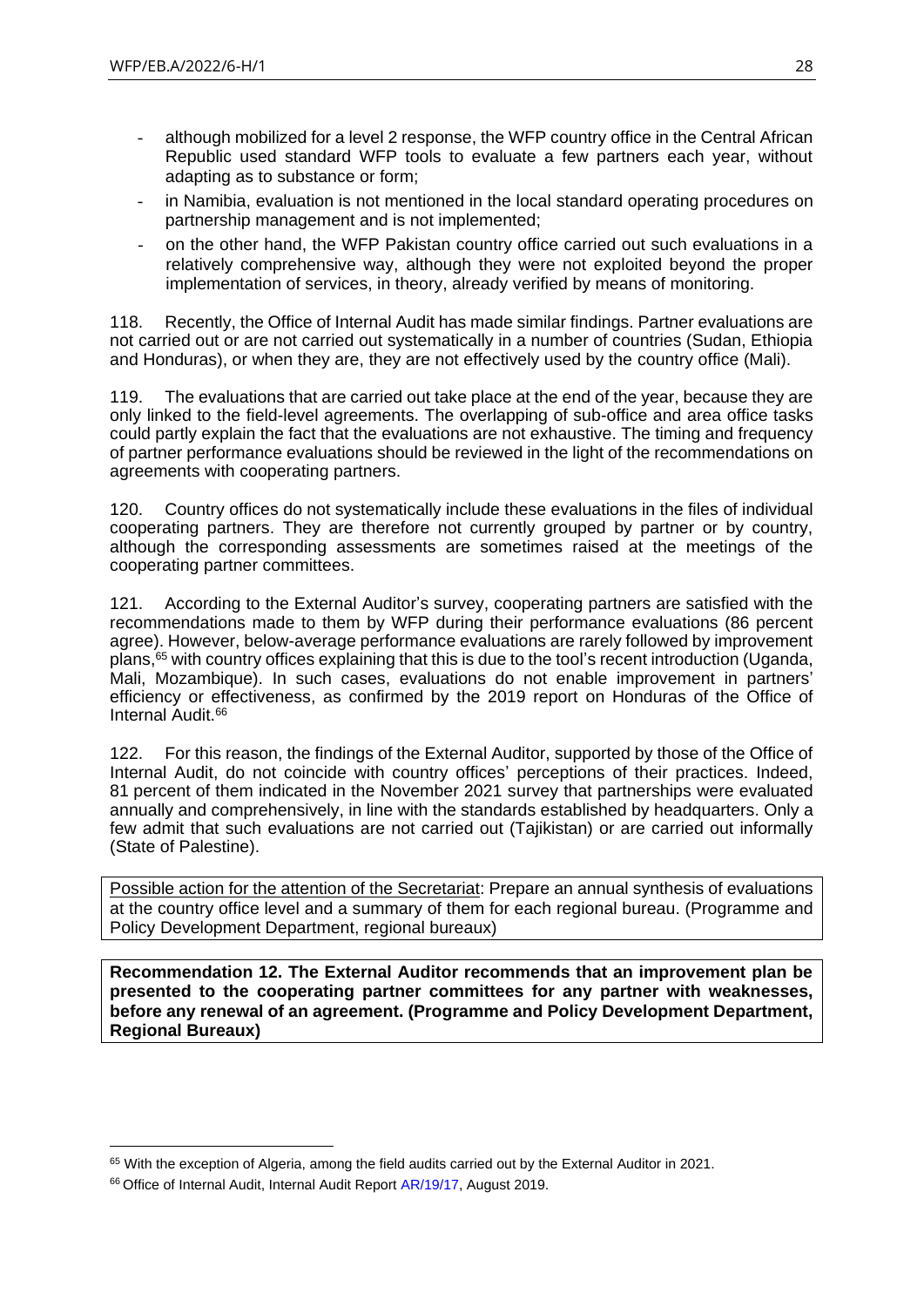- although mobilized for a level 2 response, the WFP country office in the Central African Republic used standard WFP tools to evaluate a few partners each year, without adapting as to substance or form;
- in Namibia, evaluation is not mentioned in the local standard operating procedures on partnership management and is not implemented;
- on the other hand, the WFP Pakistan country office carried out such evaluations in a relatively comprehensive way, although they were not exploited beyond the proper implementation of services, in theory, already verified by means of monitoring.

118. Recently, the Office of Internal Audit has made similar findings. Partner evaluations are not carried out or are not carried out systematically in a number of countries (Sudan, Ethiopia and Honduras), or when they are, they are not effectively used by the country office (Mali).

119. The evaluations that are carried out take place at the end of the year, because they are only linked to the field-level agreements. The overlapping of sub-office and area office tasks could partly explain the fact that the evaluations are not exhaustive. The timing and frequency of partner performance evaluations should be reviewed in the light of the recommendations on agreements with cooperating partners.

120. Country offices do not systematically include these evaluations in the files of individual cooperating partners. They are therefore not currently grouped by partner or by country, although the corresponding assessments are sometimes raised at the meetings of the cooperating partner committees.

121. According to the External Auditor's survey, cooperating partners are satisfied with the recommendations made to them by WFP during their performance evaluations (86 percent agree). However, below-average performance evaluations are rarely followed by improvement plans,[65] with country offices explaining that this is due to the tool's recent introduction (Uganda, Mali, Mozambique). In such cases, evaluations do not enable improvement in partners' efficiency or effectiveness, as confirmed by the 2019 report on Honduras of the Office of Internal Audit.[66]

122. For this reason, the findings of the External Auditor, supported by those of the Office of Internal Audit, do not coincide with country offices' perceptions of their practices. Indeed, 81 percent of them indicated in the November 2021 survey that partnerships were evaluated annually and comprehensively, in line with the standards established by headquarters. Only a few admit that such evaluations are not carried out (Tajikistan) or are carried out informally (State of Palestine).

<u>Possible action for the attention of the Secretariat</u>: Prepare an annual synthesis of evaluations at the country office level and a summary of them for each regional bureau. (Programme and Policy Development Department, regional bureaux)

**Recommendation 12. The External Auditor recommends that an improvement plan be presented to the cooperating partner committees for any partner with weaknesses, before any renewal of an agreement. (Programme and Policy Development Department, Regional Bureaux)**

[65] With the exception of Algeria, among the field audits carried out by the External Auditor in 2021.

[66] Office of Internal Audit, Internal Audit Report AR/19/17, August 2019.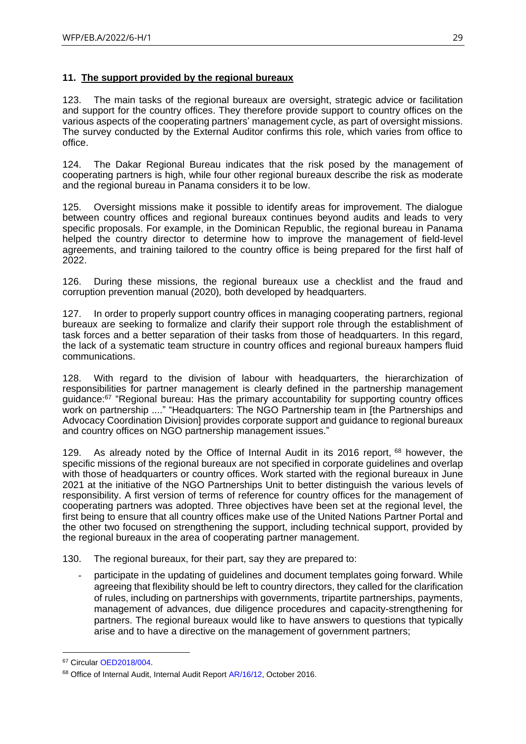## 11. The support provided by the regional bureaux

123. The main tasks of the regional bureaux are oversight, strategic advice or facilitation and support for the country offices. They therefore provide support to country offices on the various aspects of the cooperating partners' management cycle, as part of oversight missions. The survey conducted by the External Auditor confirms this role, which varies from office to office.

124. The Dakar Regional Bureau indicates that the risk posed by the management of cooperating partners is high, while four other regional bureaux describe the risk as moderate and the regional bureau in Panama considers it to be low.

125. Oversight missions make it possible to identify areas for improvement. The dialogue between country offices and regional bureaux continues beyond audits and leads to very specific proposals. For example, in the Dominican Republic, the regional bureau in Panama helped the country director to determine how to improve the management of field-level agreements, and training tailored to the country office is being prepared for the first half of 2022.

126. During these missions, the regional bureaux use a checklist and the fraud and corruption prevention manual (2020)*,* both developed by headquarters.

127. In order to properly support country offices in managing cooperating partners, regional bureaux are seeking to formalize and clarify their support role through the establishment of task forces and a better separation of their tasks from those of headquarters. In this regard, the lack of a systematic team structure in country offices and regional bureaux hampers fluid communications.

128. With regard to the division of labour with headquarters, the hierarchization of responsibilities for partner management is clearly defined in the partnership management guidance:[67] "Regional bureau: Has the primary accountability for supporting country offices work on partnership ...." "Headquarters: The NGO Partnership team in [the Partnerships and Advocacy Coordination Division] provides corporate support and guidance to regional bureaux and country offices on NGO partnership management issues."

129. As already noted by the Office of Internal Audit in its 2016 report, [68] however, the specific missions of the regional bureaux are not specified in corporate guidelines and overlap with those of headquarters or country offices. Work started with the regional bureaux in June 2021 at the initiative of the NGO Partnerships Unit to better distinguish the various levels of responsibility. A first version of terms of reference for country offices for the management of cooperating partners was adopted. Three objectives have been set at the regional level, the first being to ensure that all country offices make use of the United Nations Partner Portal and the other two focused on strengthening the support, including technical support, provided by the regional bureaux in the area of cooperating partner management.

130. The regional bureaux, for their part, say they are prepared to:

- participate in the updating of guidelines and document templates going forward. While agreeing that flexibility should be left to country directors, they called for the clarification of rules, including on partnerships with governments, tripartite partnerships, payments, management of advances, due diligence procedures and capacity-strengthening for partners. The regional bureaux would like to have answers to questions that typically arise and to have a directive on the management of government partners;

---

[67] Circular OED2018/004.

[68] Office of Internal Audit, Internal Audit Report AR/16/12, October 2016.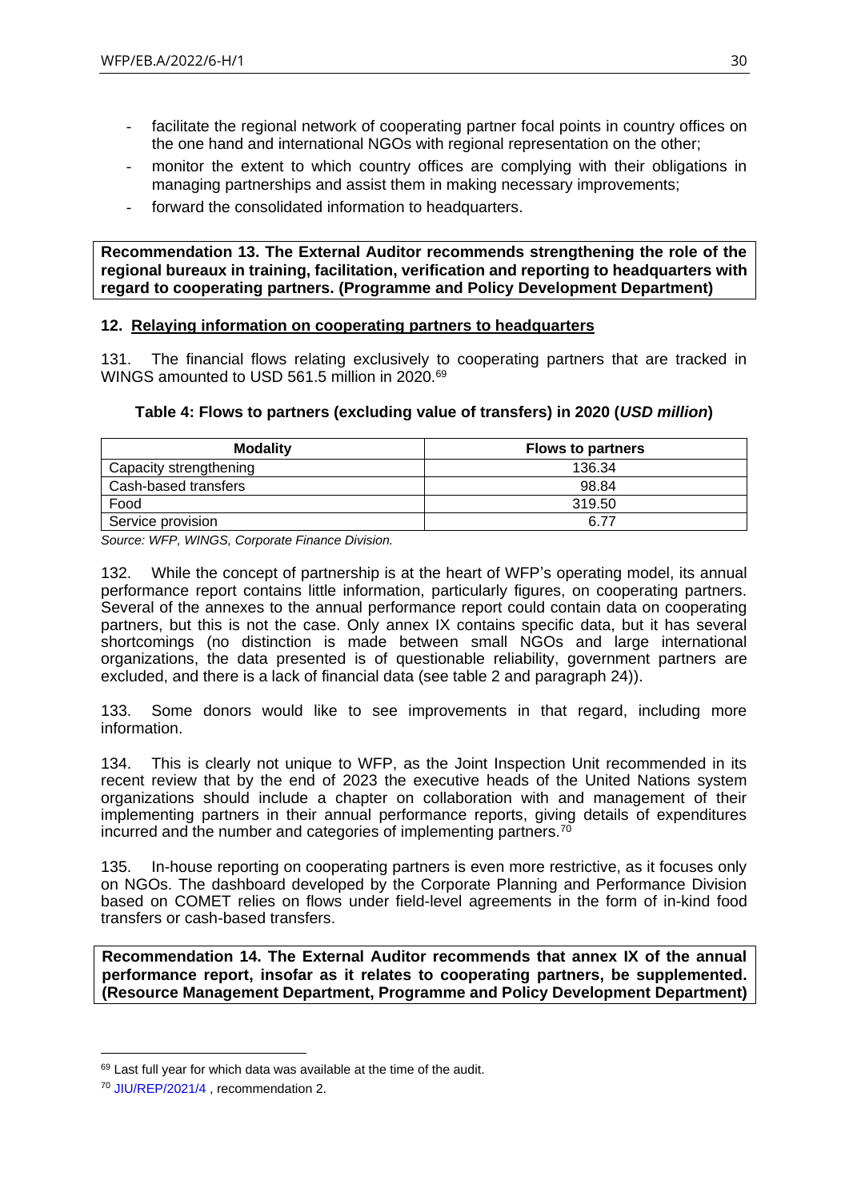- facilitate the regional network of cooperating partner focal points in country offices on the one hand and international NGOs with regional representation on the other;
- monitor the extent to which country offices are complying with their obligations in managing partnerships and assist them in making necessary improvements;
- forward the consolidated information to headquarters.

**Recommendation 13. The External Auditor recommends strengthening the role of the regional bureaux in training, facilitation, verification and reporting to headquarters with regard to cooperating partners. (Programme and Policy Development Department)**

## 12. Relaying information on cooperating partners to headquarters

131. The financial flows relating exclusively to cooperating partners that are tracked in WINGS amounted to USD 561.5 million in 2020.[69]

**Table 4: Flows to partners (excluding value of transfers) in 2020 (*USD million*)**

| Modality | Flows to partners |
|---|---|
| Capacity strengthening | 136.34 |
| Cash-based transfers | 98.84 |
| Food | 319.50 |
| Service provision | 6.77 |

*Source: WFP, WINGS, Corporate Finance Division.*

132. While the concept of partnership is at the heart of WFP's operating model, its annual performance report contains little information, particularly figures, on cooperating partners. Several of the annexes to the annual performance report could contain data on cooperating partners, but this is not the case. Only annex IX contains specific data, but it has several shortcomings (no distinction is made between small NGOs and large international organizations, the data presented is of questionable reliability, government partners are excluded, and there is a lack of financial data (see table 2 and paragraph 24)).

133. Some donors would like to see improvements in that regard, including more information.

134. This is clearly not unique to WFP, as the Joint Inspection Unit recommended in its recent review that by the end of 2023 the executive heads of the United Nations system organizations should include a chapter on collaboration with and management of their implementing partners in their annual performance reports, giving details of expenditures incurred and the number and categories of implementing partners.[70]

135. In-house reporting on cooperating partners is even more restrictive, as it focuses only on NGOs. The dashboard developed by the Corporate Planning and Performance Division based on COMET relies on flows under field-level agreements in the form of in-kind food transfers or cash-based transfers.

**Recommendation 14. The External Auditor recommends that annex IX of the annual performance report, insofar as it relates to cooperating partners, be supplemented. (Resource Management Department, Programme and Policy Development Department)**

---

[69] Last full year for which data was available at the time of the audit.

[70] JIU/REP/2021/4 , recommendation 2.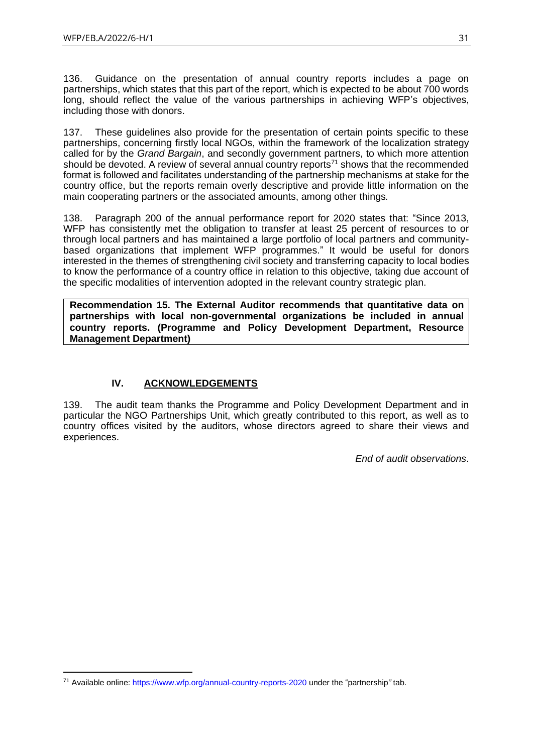136. Guidance on the presentation of annual country reports includes a page on partnerships, which states that this part of the report, which is expected to be about 700 words long, should reflect the value of the various partnerships in achieving WFP's objectives, including those with donors.

137. These guidelines also provide for the presentation of certain points specific to these partnerships, concerning firstly local NGOs, within the framework of the localization strategy called for by the *Grand Bargain*, and secondly government partners, to which more attention should be devoted. A review of several annual country reports[71] shows that the recommended format is followed and facilitates understanding of the partnership mechanisms at stake for the country office, but the reports remain overly descriptive and provide little information on the main cooperating partners or the associated amounts, among other things.

138. Paragraph 200 of the annual performance report for 2020 states that: "Since 2013, WFP has consistently met the obligation to transfer at least 25 percent of resources to or through local partners and has maintained a large portfolio of local partners and community-based organizations that implement WFP programmes." It would be useful for donors interested in the themes of strengthening civil society and transferring capacity to local bodies to know the performance of a country office in relation to this objective, taking due account of the specific modalities of intervention adopted in the relevant country strategic plan.

**Recommendation 15. The External Auditor recommends that quantitative data on partnerships with local non-governmental organizations be included in annual country reports. (Programme and Policy Development Department, Resource Management Department)**

## IV. ACKNOWLEDGEMENTS

139. The audit team thanks the Programme and Policy Development Department and in particular the NGO Partnerships Unit, which greatly contributed to this report, as well as to country offices visited by the auditors, whose directors agreed to share their views and experiences.

*End of audit observations*.

[71] Available online: https://www.wfp.org/annual-country-reports-2020 under the "partnership" tab.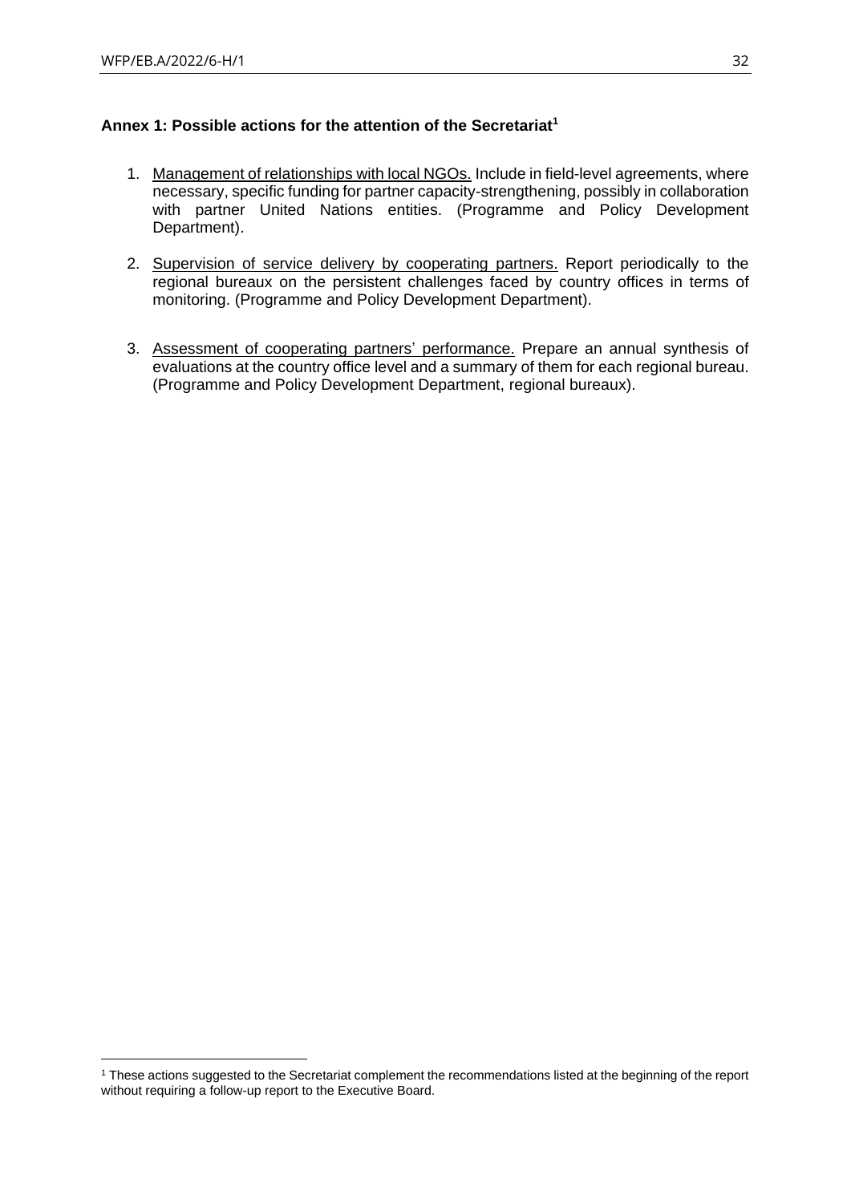### Annex 1: Possible actions for the attention of the Secretariat[1]

1. Management of relationships with local NGOs. Include in field-level agreements, where necessary, specific funding for partner capacity-strengthening, possibly in collaboration with partner United Nations entities. (Programme and Policy Development Department).

2. Supervision of service delivery by cooperating partners. Report periodically to the regional bureaux on the persistent challenges faced by country offices in terms of monitoring. (Programme and Policy Development Department).

3. Assessment of cooperating partners' performance. Prepare an annual synthesis of evaluations at the country office level and a summary of them for each regional bureau. (Programme and Policy Development Department, regional bureaux).

[1] These actions suggested to the Secretariat complement the recommendations listed at the beginning of the report without requiring a follow-up report to the Executive Board.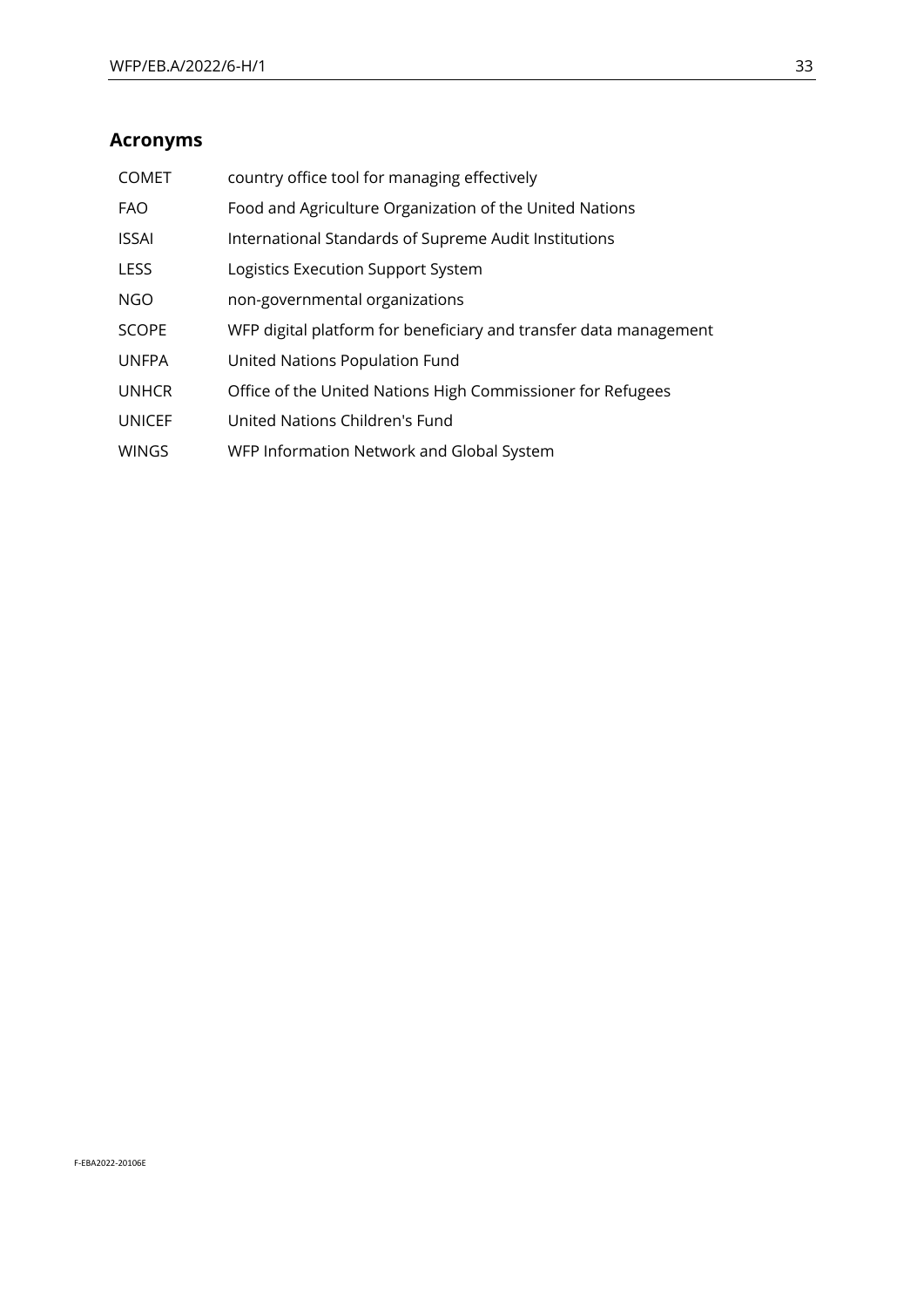## Acronyms

| | |
|---|---|
| COMET | country office tool for managing effectively |
| FAO | Food and Agriculture Organization of the United Nations |
| ISSAI | International Standards of Supreme Audit Institutions |
| LESS | Logistics Execution Support System |
| NGO | non-governmental organizations |
| SCOPE | WFP digital platform for beneficiary and transfer data management |
| UNFPA | United Nations Population Fund |
| UNHCR | Office of the United Nations High Commissioner for Refugees |
| UNICEF | United Nations Children's Fund |
| WINGS | WFP Information Network and Global System |

F-EBA2022-20106E